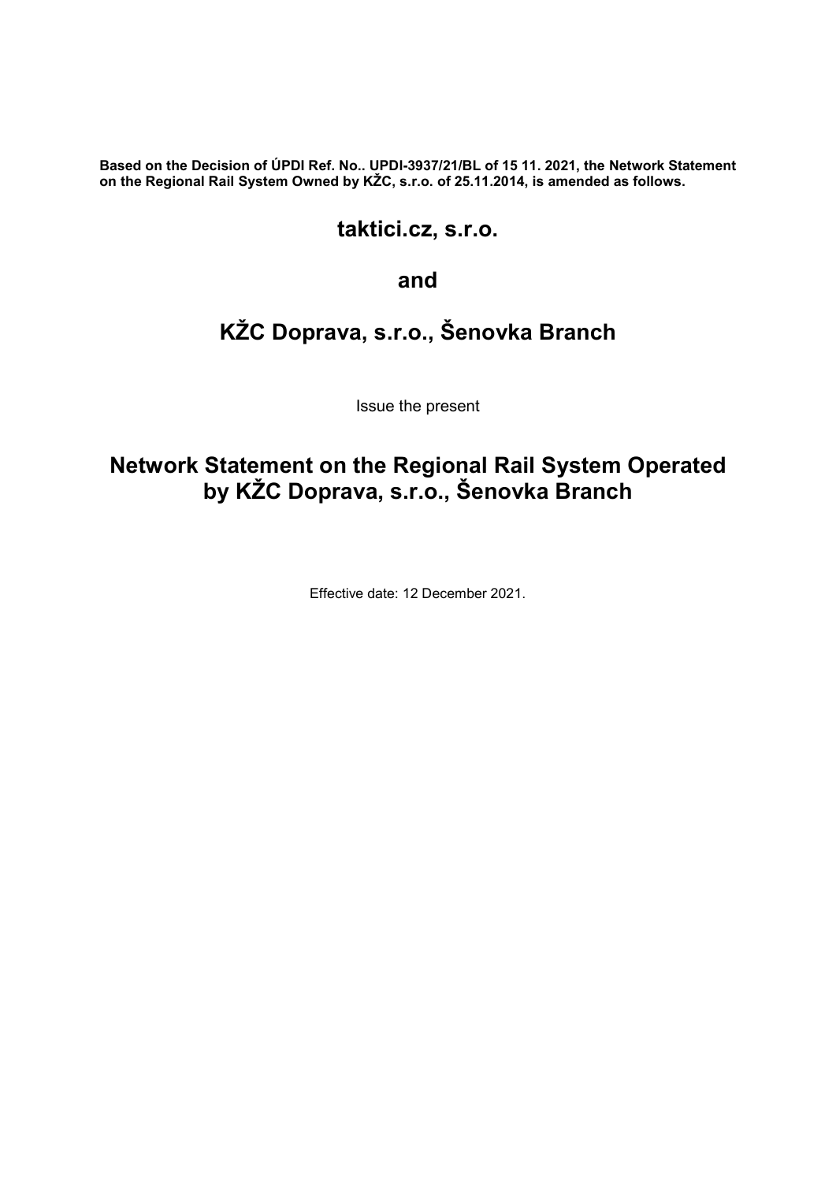**Based on the Decision of ÚPDI Ref. No.. UPDI-3937/21/BL of 15 11. 2021, the Network Statement on the Regional Rail System Owned by KŽC, s.r.o. of 25.11.2014, is amended as follows.**

## taktici.cz, s.r.o.

## and

## KŽC Doprava, s.r.o., Šenovka Branch

Issue the present

# Network Statement on the Regional Rail System Operated by KŽC Doprava, s.r.o., Šenovka Branch

Effective date: 12 December 2021.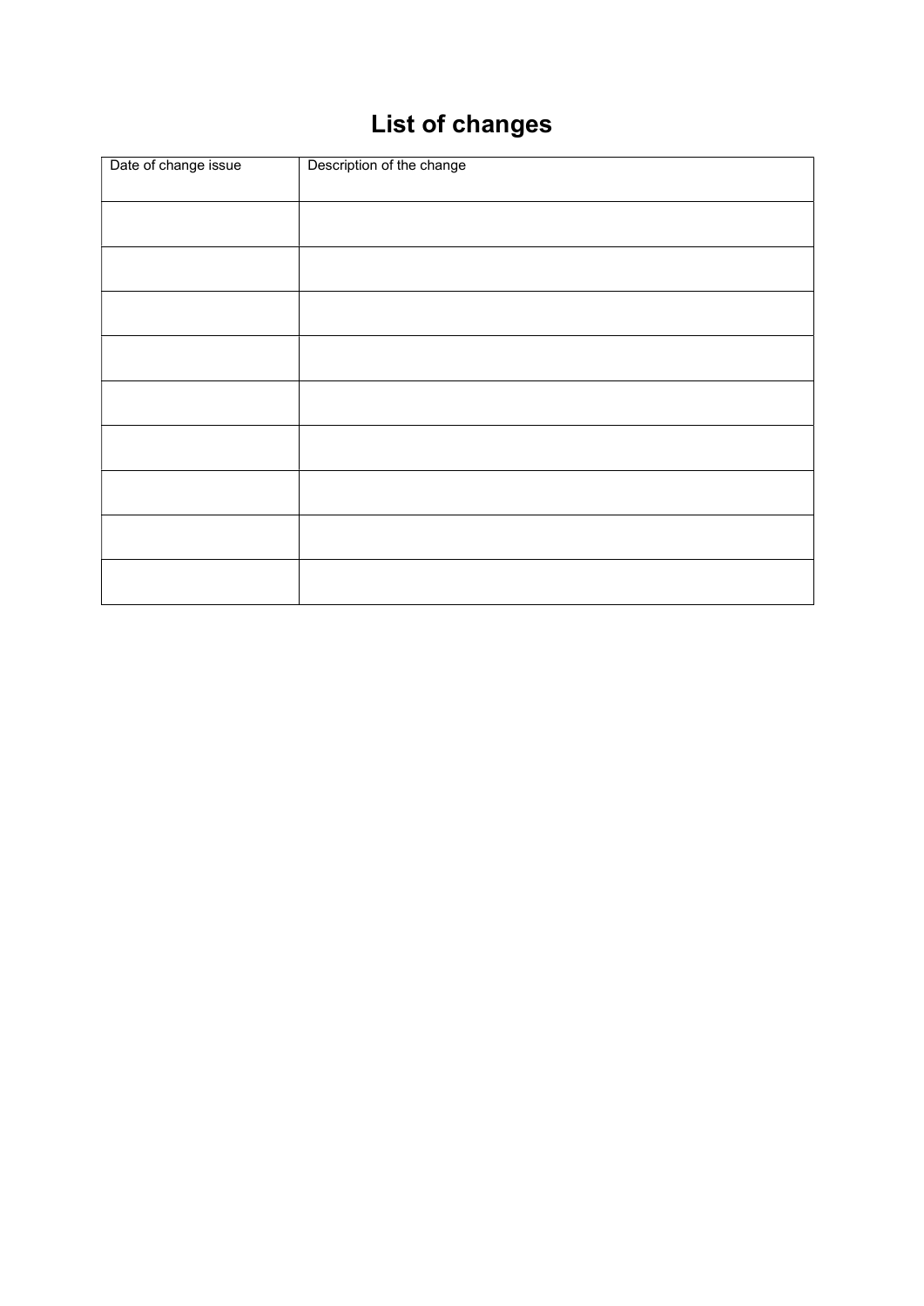# List of changes

| Date of change issue | Description of the change |
|---|---|
| | |
| | |
| | |
| | |
| | |
| | |
| | |
| | |
| | |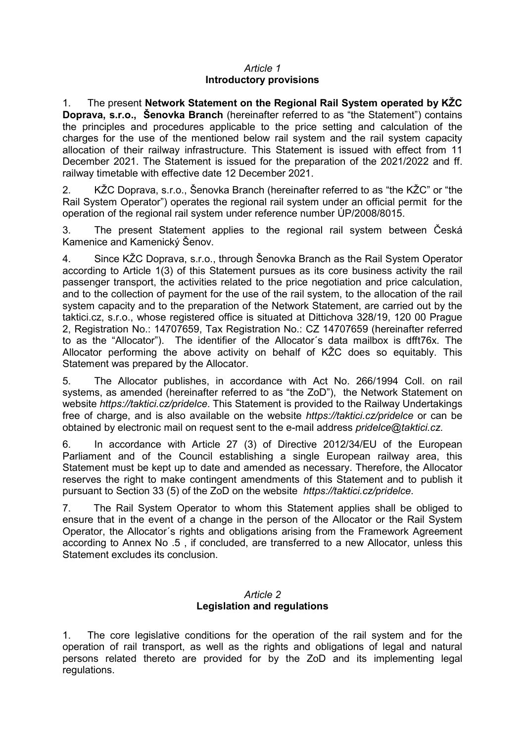*Article 1*
**Introductory provisions**

1. The present **Network Statement on the Regional Rail System operated by KŽC Doprava, s.r.o., Šenovka Branch** (hereinafter referred to as "the Statement") contains the principles and procedures applicable to the price setting and calculation of the charges for the use of the mentioned below rail system and the rail system capacity allocation of their railway infrastructure. This Statement is issued with effect from 11 December 2021. The Statement is issued for the preparation of the 2021/2022 and ff. railway timetable with effective date 12 December 2021.

2. KŽC Doprava, s.r.o., Šenovka Branch (hereinafter referred to as "the KŽC" or "the Rail System Operator") operates the regional rail system under an official permit for the operation of the regional rail system under reference number ÚP/2008/8015.

3. The present Statement applies to the regional rail system between Česká Kamenice and Kamenický Šenov.

4. Since KŽC Doprava, s.r.o., through Šenovka Branch as the Rail System Operator according to Article 1(3) of this Statement pursues as its core business activity the rail passenger transport, the activities related to the price negotiation and price calculation, and to the collection of payment for the use of the rail system, to the allocation of the rail system capacity and to the preparation of the Network Statement, are carried out by the taktici.cz, s.r.o., whose registered office is situated at Dittichova 328/19, 120 00 Prague 2, Registration No.: 14707659, Tax Registration No.: CZ 14707659 (hereinafter referred to as the "Allocator"). The identifier of the Allocator´s data mailbox is dfft76x. The Allocator performing the above activity on behalf of KŽC does so equitably. This Statement was prepared by the Allocator.

5. The Allocator publishes, in accordance with Act No. 266/1994 Coll. on rail systems, as amended (hereinafter referred to as "the ZoD"), the Network Statement on website *https://taktici.cz/pridelce*. This Statement is provided to the Railway Undertakings free of charge, and is also available on the website *https://taktici.cz/pridelce* or can be obtained by electronic mail on request sent to the e-mail address *pridelce@taktici.cz*.

6. In accordance with Article 27 (3) of Directive 2012/34/EU of the European Parliament and of the Council establishing a single European railway area, this Statement must be kept up to date and amended as necessary. Therefore, the Allocator reserves the right to make contingent amendments of this Statement and to publish it pursuant to Section 33 (5) of the ZoD on the website *https://taktici.cz/pridelce*.

7. The Rail System Operator to whom this Statement applies shall be obliged to ensure that in the event of a change in the person of the Allocator or the Rail System Operator, the Allocator´s rights and obligations arising from the Framework Agreement according to Annex No .5 , if concluded, are transferred to a new Allocator, unless this Statement excludes its conclusion.

*Article 2*
**Legislation and regulations**

1. The core legislative conditions for the operation of the rail system and for the operation of rail transport, as well as the rights and obligations of legal and natural persons related thereto are provided for by the ZoD and its implementing legal regulations.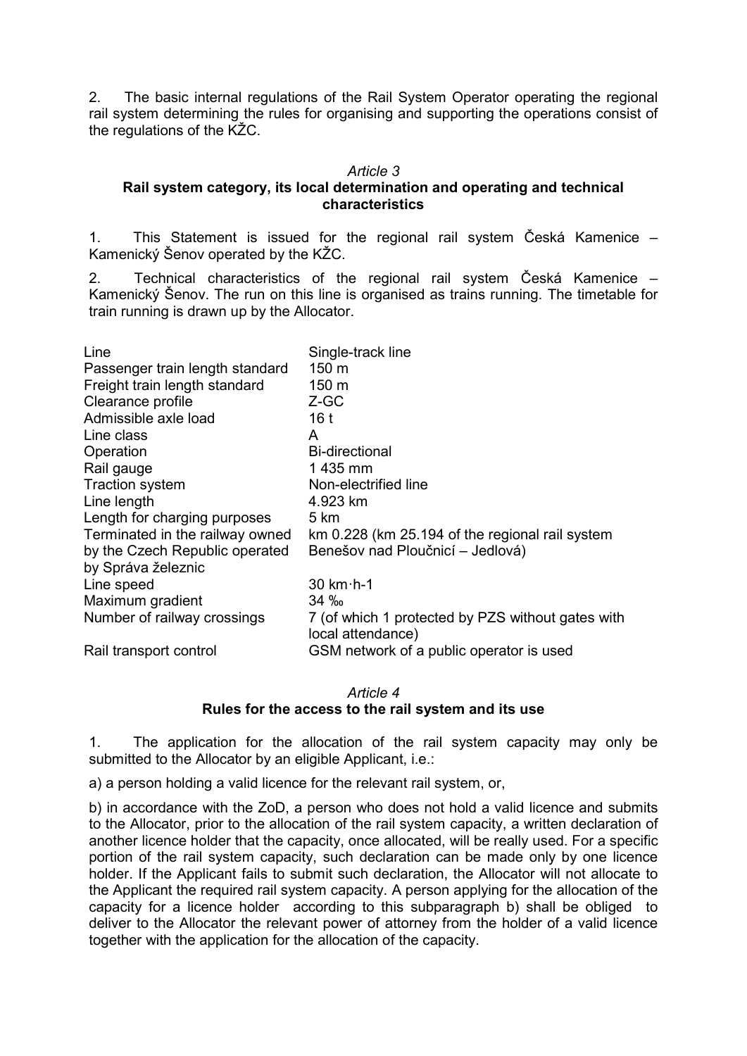2. The basic internal regulations of the Rail System Operator operating the regional rail system determining the rules for organising and supporting the operations consist of the regulations of the KŽC.

*Article 3*

**Rail system category, its local determination and operating and technical characteristics**

1. This Statement is issued for the regional rail system Česká Kamenice – Kamenický Šenov operated by the KŽC.

2. Technical characteristics of the regional rail system Česká Kamenice – Kamenický Šenov. The run on this line is organised as trains running. The timetable for train running is drawn up by the Allocator.

| | |
|---|---|
| Line | Single-track line |
| Passenger train length standard | 150 m |
| Freight train length standard | 150 m |
| Clearance profile | Z-GC |
| Admissible axle load | 16 t |
| Line class | A |
| Operation | Bi-directional |
| Rail gauge | 1 435 mm |
| Traction system | Non-electrified line |
| Line length | 4.923 km |
| Length for charging purposes | 5 km |
| Terminated in the railway owned by the Czech Republic operated by Správa železnic | km 0.228 (km 25.194 of the regional rail system Benešov nad Ploučnicí – Jedlová) |
| Line speed | 30 km·h-1 |
| Maximum gradient | 34 ‰ |
| Number of railway crossings | 7 (of which 1 protected by PZS without gates with local attendance) |
| Rail transport control | GSM network of a public operator is used |

*Article 4*

**Rules for the access to the rail system and its use**

1. The application for the allocation of the rail system capacity may only be submitted to the Allocator by an eligible Applicant, i.e.:

a) a person holding a valid licence for the relevant rail system, or,

b) in accordance with the ZoD, a person who does not hold a valid licence and submits to the Allocator, prior to the allocation of the rail system capacity, a written declaration of another licence holder that the capacity, once allocated, will be really used. For a specific portion of the rail system capacity, such declaration can be made only by one licence holder. If the Applicant fails to submit such declaration, the Allocator will not allocate to the Applicant the required rail system capacity. A person applying for the allocation of the capacity for a licence holder according to this subparagraph b) shall be obliged to deliver to the Allocator the relevant power of attorney from the holder of a valid licence together with the application for the allocation of the capacity.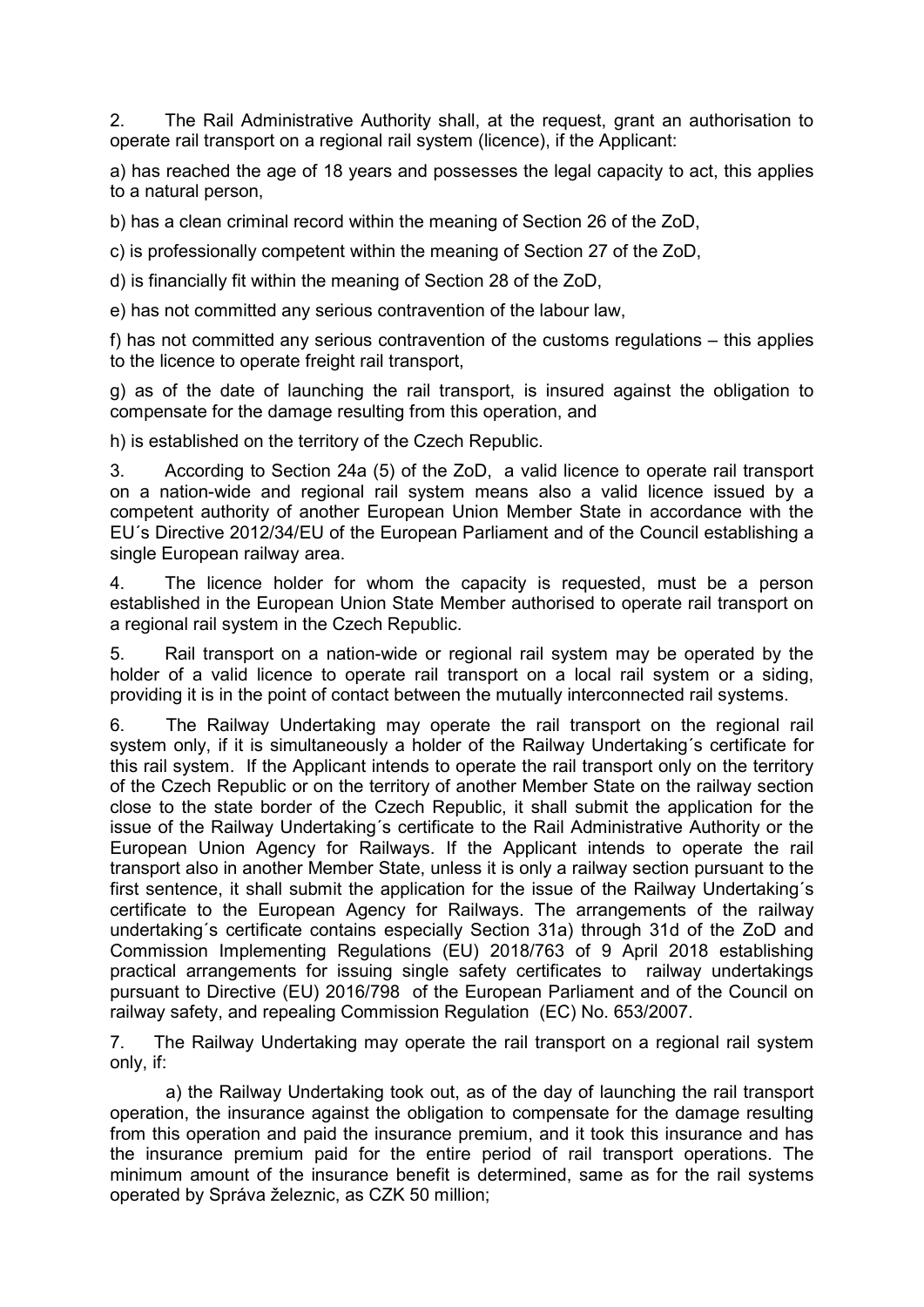2. The Rail Administrative Authority shall, at the request, grant an authorisation to operate rail transport on a regional rail system (licence), if the Applicant:

a) has reached the age of 18 years and possesses the legal capacity to act, this applies to a natural person,

b) has a clean criminal record within the meaning of Section 26 of the ZoD,

c) is professionally competent within the meaning of Section 27 of the ZoD,

d) is financially fit within the meaning of Section 28 of the ZoD,

e) has not committed any serious contravention of the labour law,

f) has not committed any serious contravention of the customs regulations – this applies to the licence to operate freight rail transport,

g) as of the date of launching the rail transport, is insured against the obligation to compensate for the damage resulting from this operation, and

h) is established on the territory of the Czech Republic.

3. According to Section 24a (5) of the ZoD, a valid licence to operate rail transport on a nation-wide and regional rail system means also a valid licence issued by a competent authority of another European Union Member State in accordance with the EU´s Directive 2012/34/EU of the European Parliament and of the Council establishing a single European railway area.

4. The licence holder for whom the capacity is requested, must be a person established in the European Union State Member authorised to operate rail transport on a regional rail system in the Czech Republic.

5. Rail transport on a nation-wide or regional rail system may be operated by the holder of a valid licence to operate rail transport on a local rail system or a siding, providing it is in the point of contact between the mutually interconnected rail systems.

6. The Railway Undertaking may operate the rail transport on the regional rail system only, if it is simultaneously a holder of the Railway Undertaking´s certificate for this rail system. If the Applicant intends to operate the rail transport only on the territory of the Czech Republic or on the territory of another Member State on the railway section close to the state border of the Czech Republic, it shall submit the application for the issue of the Railway Undertaking´s certificate to the Rail Administrative Authority or the European Union Agency for Railways. If the Applicant intends to operate the rail transport also in another Member State, unless it is only a railway section pursuant to the first sentence, it shall submit the application for the issue of the Railway Undertaking´s certificate to the European Agency for Railways. The arrangements of the railway undertaking´s certificate contains especially Section 31a) through 31d of the ZoD and Commission Implementing Regulations (EU) 2018/763 of 9 April 2018 establishing practical arrangements for issuing single safety certificates to railway undertakings pursuant to Directive (EU) 2016/798 of the European Parliament and of the Council on railway safety, and repealing Commission Regulation (EC) No. 653/2007.

7. The Railway Undertaking may operate the rail transport on a regional rail system only, if:

a) the Railway Undertaking took out, as of the day of launching the rail transport operation, the insurance against the obligation to compensate for the damage resulting from this operation and paid the insurance premium, and it took this insurance and has the insurance premium paid for the entire period of rail transport operations. The minimum amount of the insurance benefit is determined, same as for the rail systems operated by Správa železnic, as CZK 50 million;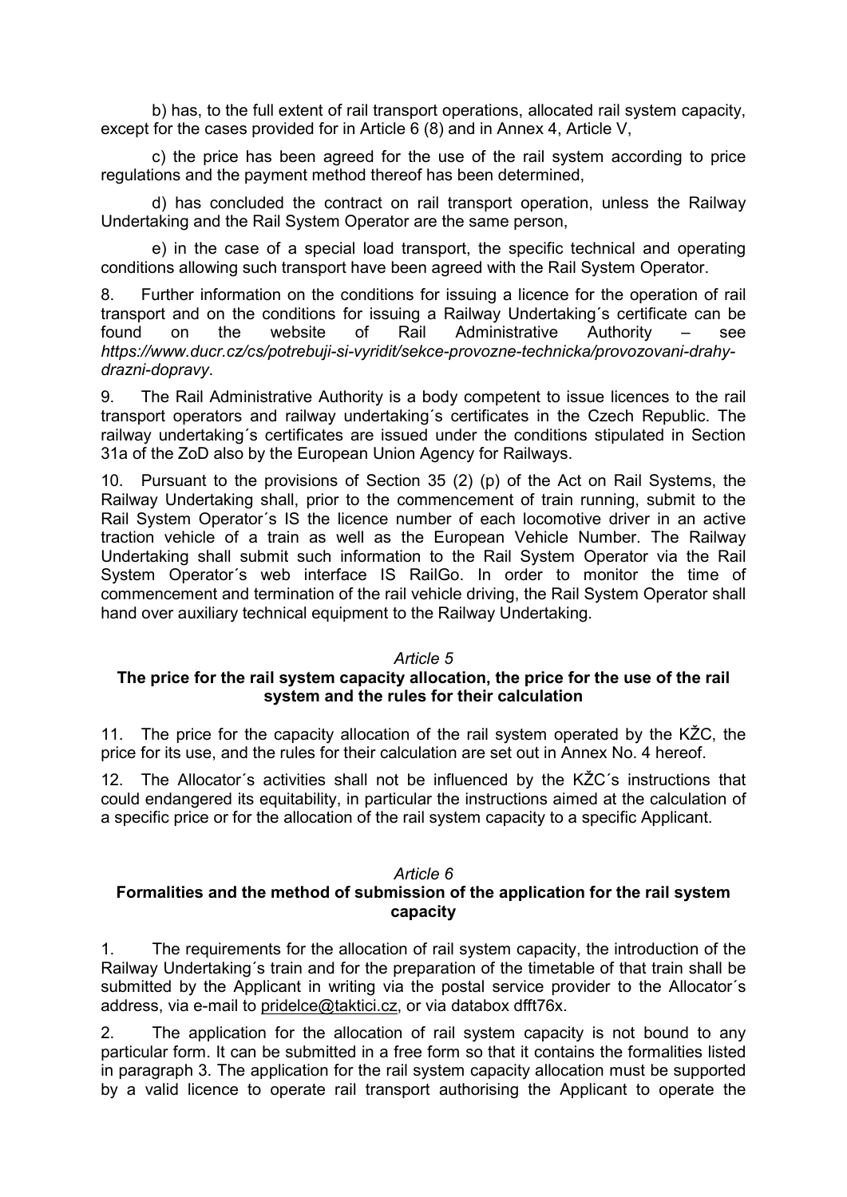b) has, to the full extent of rail transport operations, allocated rail system capacity, except for the cases provided for in Article 6 (8) and in Annex 4, Article V,

c) the price has been agreed for the use of the rail system according to price regulations and the payment method thereof has been determined,

d) has concluded the contract on rail transport operation, unless the Railway Undertaking and the Rail System Operator are the same person,

e) in the case of a special load transport, the specific technical and operating conditions allowing such transport have been agreed with the Rail System Operator.

8. Further information on the conditions for issuing a licence for the operation of rail transport and on the conditions for issuing a Railway Undertaking´s certificate can be found on the website of Rail Administrative Authority – see *https://www.ducr.cz/cs/potrebuji-si-vyridit/sekce-provozne-technicka/provozovani-drahy-drazni-dopravy*.

9. The Rail Administrative Authority is a body competent to issue licences to the rail transport operators and railway undertaking´s certificates in the Czech Republic. The railway undertaking´s certificates are issued under the conditions stipulated in Section 31a of the ZoD also by the European Union Agency for Railways.

10. Pursuant to the provisions of Section 35 (2) (p) of the Act on Rail Systems, the Railway Undertaking shall, prior to the commencement of train running, submit to the Rail System Operator´s IS the licence number of each locomotive driver in an active traction vehicle of a train as well as the European Vehicle Number. The Railway Undertaking shall submit such information to the Rail System Operator via the Rail System Operator´s web interface IS RailGo. In order to monitor the time of commencement and termination of the rail vehicle driving, the Rail System Operator shall hand over auxiliary technical equipment to the Railway Undertaking.

*Article 5*

## The price for the rail system capacity allocation, the price for the use of the rail system and the rules for their calculation

11. The price for the capacity allocation of the rail system operated by the KŽC, the price for its use, and the rules for their calculation are set out in Annex No. 4 hereof.

12. The Allocator´s activities shall not be influenced by the KŽC´s instructions that could endangered its equitability, in particular the instructions aimed at the calculation of a specific price or for the allocation of the rail system capacity to a specific Applicant.

*Article 6*

## Formalities and the method of submission of the application for the rail system capacity

1. The requirements for the allocation of rail system capacity, the introduction of the Railway Undertaking´s train and for the preparation of the timetable of that train shall be submitted by the Applicant in writing via the postal service provider to the Allocator´s address, via e-mail to pridelce@taktici.cz, or via databox dfft76x.

2. The application for the allocation of rail system capacity is not bound to any particular form. It can be submitted in a free form so that it contains the formalities listed in paragraph 3. The application for the rail system capacity allocation must be supported by a valid licence to operate rail transport authorising the Applicant to operate the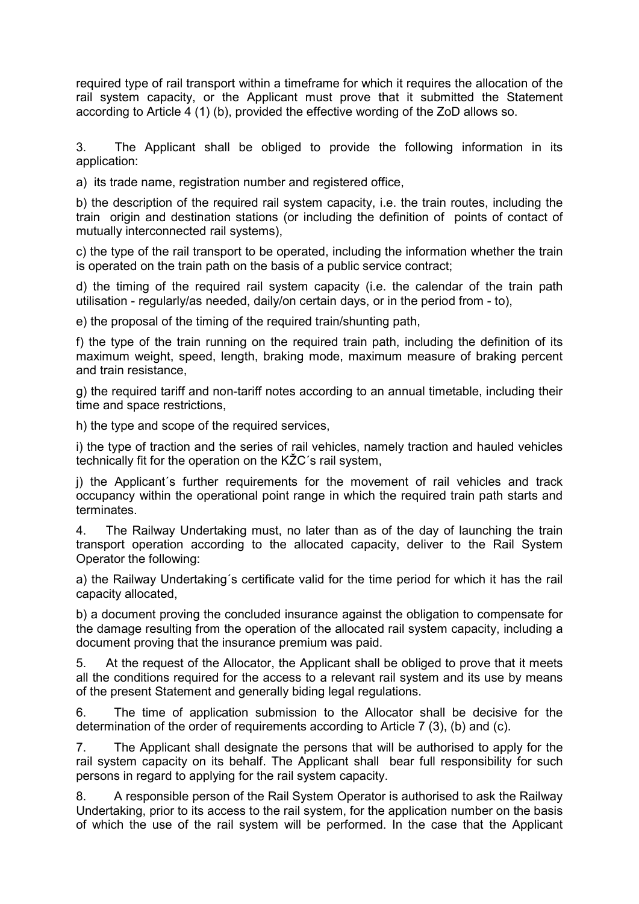required type of rail transport within a timeframe for which it requires the allocation of the rail system capacity, or the Applicant must prove that it submitted the Statement according to Article 4 (1) (b), provided the effective wording of the ZoD allows so.

3. The Applicant shall be obliged to provide the following information in its application:

a) its trade name, registration number and registered office,

b) the description of the required rail system capacity, i.e. the train routes, including the train origin and destination stations (or including the definition of points of contact of mutually interconnected rail systems),

c) the type of the rail transport to be operated, including the information whether the train is operated on the train path on the basis of a public service contract;

d) the timing of the required rail system capacity (i.e. the calendar of the train path utilisation - regularly/as needed, daily/on certain days, or in the period from - to),

e) the proposal of the timing of the required train/shunting path,

f) the type of the train running on the required train path, including the definition of its maximum weight, speed, length, braking mode, maximum measure of braking percent and train resistance,

g) the required tariff and non-tariff notes according to an annual timetable, including their time and space restrictions,

h) the type and scope of the required services,

i) the type of traction and the series of rail vehicles, namely traction and hauled vehicles technically fit for the operation on the KŽC´s rail system,

j) the Applicant´s further requirements for the movement of rail vehicles and track occupancy within the operational point range in which the required train path starts and terminates.

4. The Railway Undertaking must, no later than as of the day of launching the train transport operation according to the allocated capacity, deliver to the Rail System Operator the following:

a) the Railway Undertaking´s certificate valid for the time period for which it has the rail capacity allocated,

b) a document proving the concluded insurance against the obligation to compensate for the damage resulting from the operation of the allocated rail system capacity, including a document proving that the insurance premium was paid.

5. At the request of the Allocator, the Applicant shall be obliged to prove that it meets all the conditions required for the access to a relevant rail system and its use by means of the present Statement and generally biding legal regulations.

6. The time of application submission to the Allocator shall be decisive for the determination of the order of requirements according to Article 7 (3), (b) and (c).

7. The Applicant shall designate the persons that will be authorised to apply for the rail system capacity on its behalf. The Applicant shall bear full responsibility for such persons in regard to applying for the rail system capacity.

8. A responsible person of the Rail System Operator is authorised to ask the Railway Undertaking, prior to its access to the rail system, for the application number on the basis of which the use of the rail system will be performed. In the case that the Applicant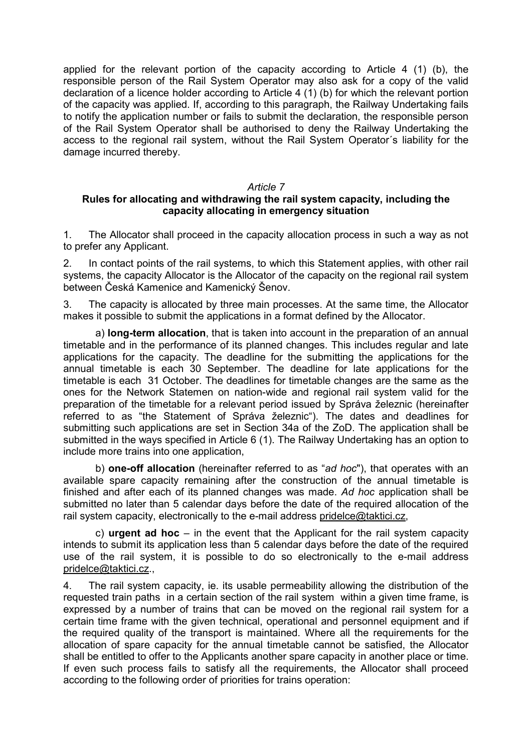applied for the relevant portion of the capacity according to Article 4 (1) (b), the responsible person of the Rail System Operator may also ask for a copy of the valid declaration of a licence holder according to Article 4 (1) (b) for which the relevant portion of the capacity was applied. If, according to this paragraph, the Railway Undertaking fails to notify the application number or fails to submit the declaration, the responsible person of the Rail System Operator shall be authorised to deny the Railway Undertaking the access to the regional rail system, without the Rail System Operator´s liability for the damage incurred thereby.

*Article 7*

**Rules for allocating and withdrawing the rail system capacity, including the capacity allocating in emergency situation**

1. The Allocator shall proceed in the capacity allocation process in such a way as not to prefer any Applicant.

2. In contact points of the rail systems, to which this Statement applies, with other rail systems, the capacity Allocator is the Allocator of the capacity on the regional rail system between Česká Kamenice and Kamenický Šenov.

3. The capacity is allocated by three main processes. At the same time, the Allocator makes it possible to submit the applications in a format defined by the Allocator.

a) **long-term allocation**, that is taken into account in the preparation of an annual timetable and in the performance of its planned changes. This includes regular and late applications for the capacity. The deadline for the submitting the applications for the annual timetable is each 30 September. The deadline for late applications for the timetable is each 31 October. The deadlines for timetable changes are the same as the ones for the Network Statemen on nation-wide and regional rail system valid for the preparation of the timetable for a relevant period issued by Správa železnic (hereinafter referred to as "the Statement of Správa železnic"). The dates and deadlines for submitting such applications are set in Section 34a of the ZoD. The application shall be submitted in the ways specified in Article 6 (1). The Railway Undertaking has an option to include more trains into one application,

b) **one-off allocation** (hereinafter referred to as "*ad hoc*"), that operates with an available spare capacity remaining after the construction of the annual timetable is finished and after each of its planned changes was made. *Ad hoc* application shall be submitted no later than 5 calendar days before the date of the required allocation of the rail system capacity, electronically to the e-mail address pridelce@taktici.cz,

c) **urgent ad hoc** – in the event that the Applicant for the rail system capacity intends to submit its application less than 5 calendar days before the date of the required use of the rail system, it is possible to do so electronically to the e-mail address pridelce@taktici.cz.,

4. The rail system capacity, ie. its usable permeability allowing the distribution of the requested train paths in a certain section of the rail system within a given time frame, is expressed by a number of trains that can be moved on the regional rail system for a certain time frame with the given technical, operational and personnel equipment and if the required quality of the transport is maintained. Where all the requirements for the allocation of spare capacity for the annual timetable cannot be satisfied, the Allocator shall be entitled to offer to the Applicants another spare capacity in another place or time. If even such process fails to satisfy all the requirements, the Allocator shall proceed according to the following order of priorities for trains operation: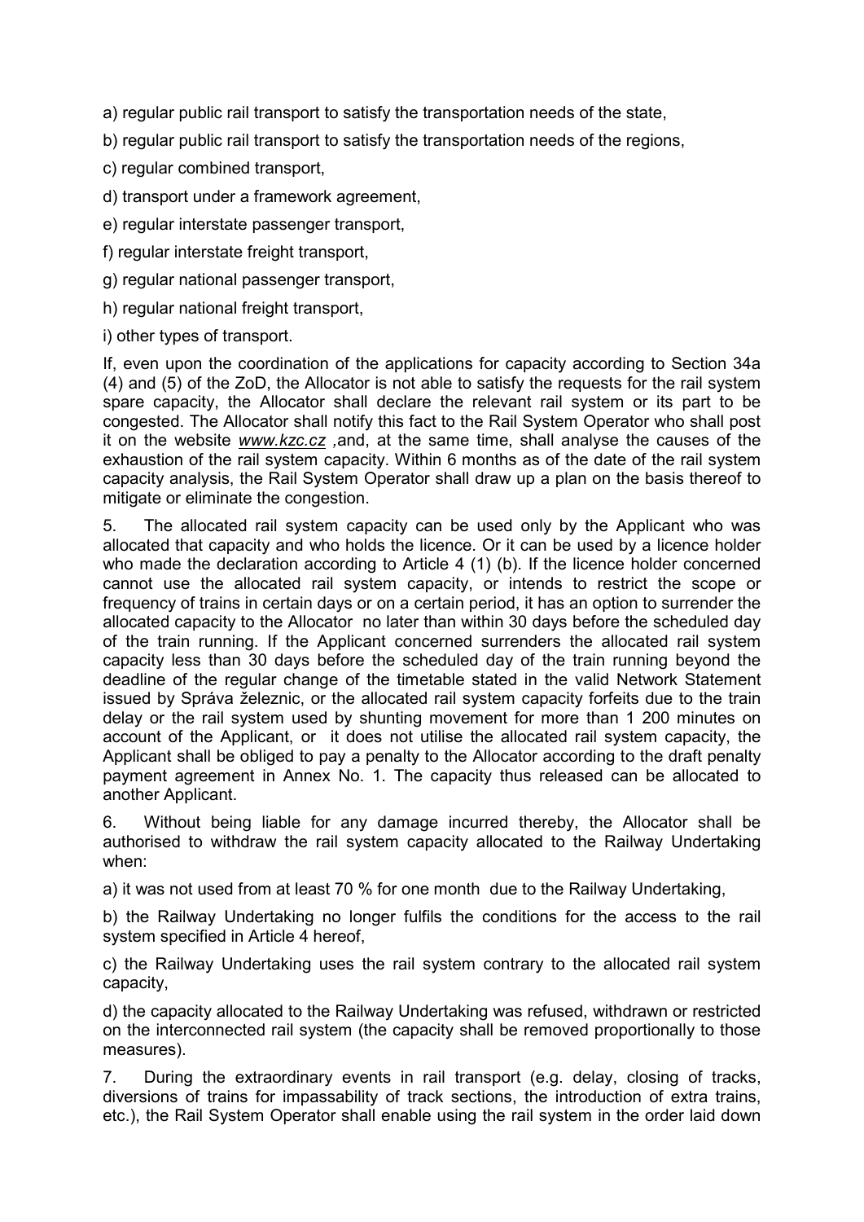a) regular public rail transport to satisfy the transportation needs of the state,

b) regular public rail transport to satisfy the transportation needs of the regions,

c) regular combined transport,

d) transport under a framework agreement,

e) regular interstate passenger transport,

f) regular interstate freight transport,

g) regular national passenger transport,

h) regular national freight transport,

i) other types of transport.

If, even upon the coordination of the applications for capacity according to Section 34a (4) and (5) of the ZoD, the Allocator is not able to satisfy the requests for the rail system spare capacity, the Allocator shall declare the relevant rail system or its part to be congested. The Allocator shall notify this fact to the Rail System Operator who shall post it on the website *www.kzc.cz* ,and, at the same time, shall analyse the causes of the exhaustion of the rail system capacity. Within 6 months as of the date of the rail system capacity analysis, the Rail System Operator shall draw up a plan on the basis thereof to mitigate or eliminate the congestion.

5. The allocated rail system capacity can be used only by the Applicant who was allocated that capacity and who holds the licence. Or it can be used by a licence holder who made the declaration according to Article 4 (1) (b). If the licence holder concerned cannot use the allocated rail system capacity, or intends to restrict the scope or frequency of trains in certain days or on a certain period, it has an option to surrender the allocated capacity to the Allocator no later than within 30 days before the scheduled day of the train running. If the Applicant concerned surrenders the allocated rail system capacity less than 30 days before the scheduled day of the train running beyond the deadline of the regular change of the timetable stated in the valid Network Statement issued by Správa železnic, or the allocated rail system capacity forfeits due to the train delay or the rail system used by shunting movement for more than 1 200 minutes on account of the Applicant, or it does not utilise the allocated rail system capacity, the Applicant shall be obliged to pay a penalty to the Allocator according to the draft penalty payment agreement in Annex No. 1. The capacity thus released can be allocated to another Applicant.

6. Without being liable for any damage incurred thereby, the Allocator shall be authorised to withdraw the rail system capacity allocated to the Railway Undertaking when:

a) it was not used from at least 70 % for one month due to the Railway Undertaking,

b) the Railway Undertaking no longer fulfils the conditions for the access to the rail system specified in Article 4 hereof,

c) the Railway Undertaking uses the rail system contrary to the allocated rail system capacity,

d) the capacity allocated to the Railway Undertaking was refused, withdrawn or restricted on the interconnected rail system (the capacity shall be removed proportionally to those measures).

7. During the extraordinary events in rail transport (e.g. delay, closing of tracks, diversions of trains for impassability of track sections, the introduction of extra trains, etc.), the Rail System Operator shall enable using the rail system in the order laid down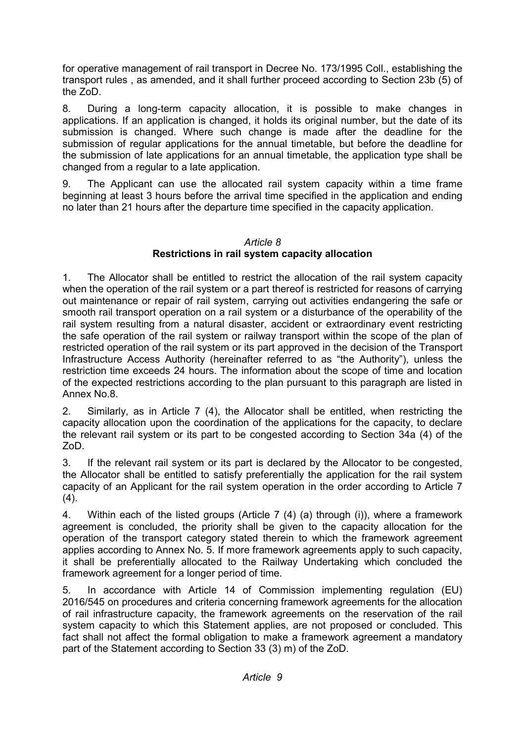for operative management of rail transport in Decree No. 173/1995 Coll., establishing the transport rules , as amended, and it shall further proceed according to Section 23b (5) of the ZoD.

8. During a long-term capacity allocation, it is possible to make changes in applications. If an application is changed, it holds its original number, but the date of its submission is changed. Where such change is made after the deadline for the submission of regular applications for the annual timetable, but before the deadline for the submission of late applications for an annual timetable, the application type shall be changed from a regular to a late application.

9. The Applicant can use the allocated rail system capacity within a time frame beginning at least 3 hours before the arrival time specified in the application and ending no later than 21 hours after the departure time specified in the capacity application.

### *Article 8*
### Restrictions in rail system capacity allocation

1. The Allocator shall be entitled to restrict the allocation of the rail system capacity when the operation of the rail system or a part thereof is restricted for reasons of carrying out maintenance or repair of rail system, carrying out activities endangering the safe or smooth rail transport operation on a rail system or a disturbance of the operability of the rail system resulting from a natural disaster, accident or extraordinary event restricting the safe operation of the rail system or railway transport within the scope of the plan of restricted operation of the rail system or its part approved in the decision of the Transport Infrastructure Access Authority (hereinafter referred to as "the Authority"), unless the restriction time exceeds 24 hours. The information about the scope of time and location of the expected restrictions according to the plan pursuant to this paragraph are listed in Annex No.8.

2. Similarly, as in Article 7 (4), the Allocator shall be entitled, when restricting the capacity allocation upon the coordination of the applications for the capacity, to declare the relevant rail system or its part to be congested according to Section 34a (4) of the ZoD.

3. If the relevant rail system or its part is declared by the Allocator to be congested, the Allocator shall be entitled to satisfy preferentially the application for the rail system capacity of an Applicant for the rail system operation in the order according to Article 7 (4).

4. Within each of the listed groups (Article 7 (4) (a) through (i)), where a framework agreement is concluded, the priority shall be given to the capacity allocation for the operation of the transport category stated therein to which the framework agreement applies according to Annex No. 5. If more framework agreements apply to such capacity, it shall be preferentially allocated to the Railway Undertaking which concluded the framework agreement for a longer period of time.

5. In accordance with Article 14 of Commission implementing regulation (EU) 2016/545 on procedures and criteria concerning framework agreements for the allocation of rail infrastructure capacity, the framework agreements on the reservation of the rail system capacity to which this Statement applies, are not proposed or concluded. This fact shall not affect the formal obligation to make a framework agreement a mandatory part of the Statement according to Section 33 (3) m) of the ZoD.

### *Article 9*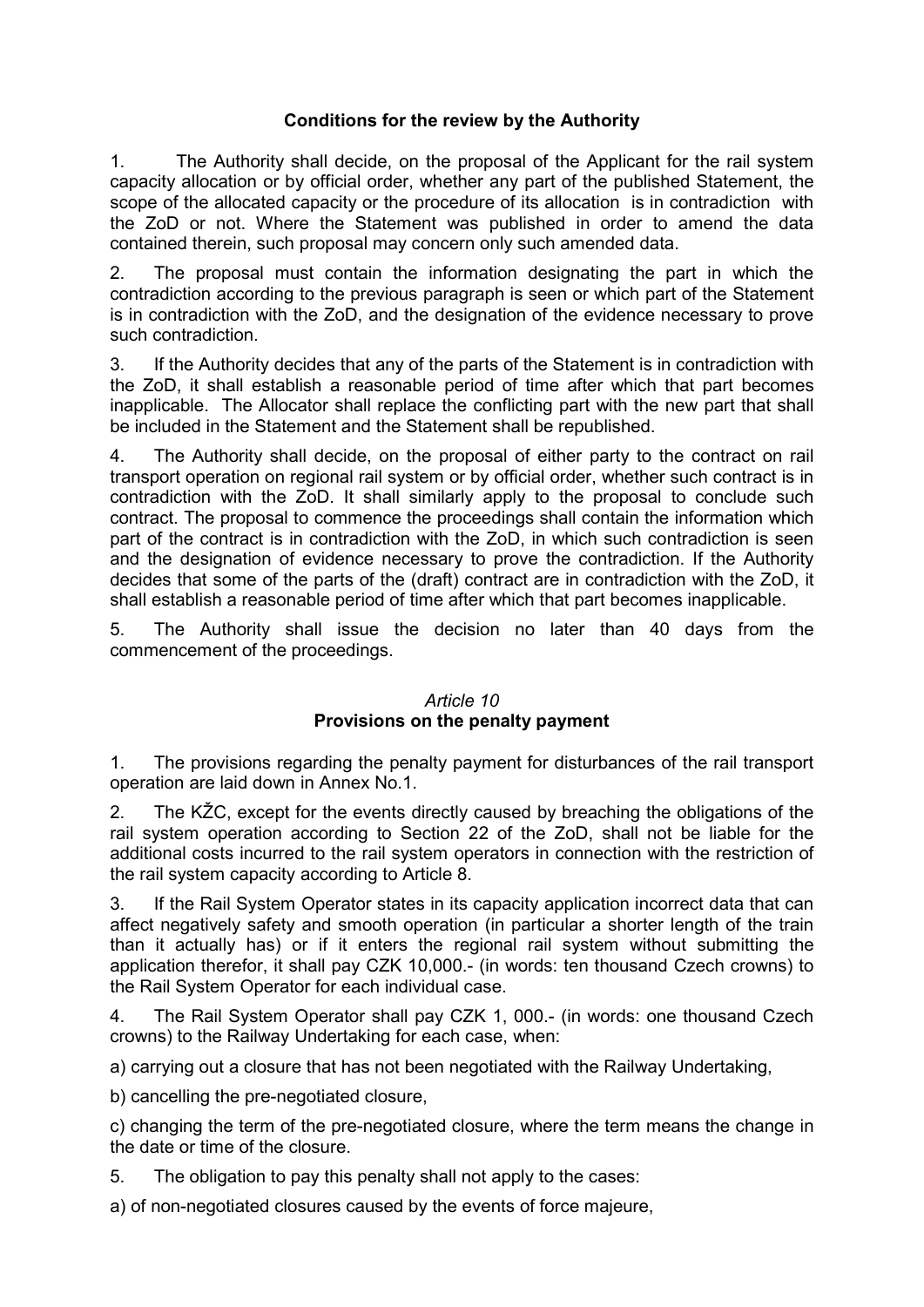**Conditions for the review by the Authority**

1. The Authority shall decide, on the proposal of the Applicant for the rail system capacity allocation or by official order, whether any part of the published Statement, the scope of the allocated capacity or the procedure of its allocation is in contradiction with the ZoD or not. Where the Statement was published in order to amend the data contained therein, such proposal may concern only such amended data.

2. The proposal must contain the information designating the part in which the contradiction according to the previous paragraph is seen or which part of the Statement is in contradiction with the ZoD, and the designation of the evidence necessary to prove such contradiction.

3. If the Authority decides that any of the parts of the Statement is in contradiction with the ZoD, it shall establish a reasonable period of time after which that part becomes inapplicable. The Allocator shall replace the conflicting part with the new part that shall be included in the Statement and the Statement shall be republished.

4. The Authority shall decide, on the proposal of either party to the contract on rail transport operation on regional rail system or by official order, whether such contract is in contradiction with the ZoD. It shall similarly apply to the proposal to conclude such contract. The proposal to commence the proceedings shall contain the information which part of the contract is in contradiction with the ZoD, in which such contradiction is seen and the designation of evidence necessary to prove the contradiction. If the Authority decides that some of the parts of the (draft) contract are in contradiction with the ZoD, it shall establish a reasonable period of time after which that part becomes inapplicable.

5. The Authority shall issue the decision no later than 40 days from the commencement of the proceedings.

*Article 10*
**Provisions on the penalty payment**

1. The provisions regarding the penalty payment for disturbances of the rail transport operation are laid down in Annex No.1.

2. The KŽC, except for the events directly caused by breaching the obligations of the rail system operation according to Section 22 of the ZoD, shall not be liable for the additional costs incurred to the rail system operators in connection with the restriction of the rail system capacity according to Article 8.

3. If the Rail System Operator states in its capacity application incorrect data that can affect negatively safety and smooth operation (in particular a shorter length of the train than it actually has) or if it enters the regional rail system without submitting the application therefor, it shall pay CZK 10,000.- (in words: ten thousand Czech crowns) to the Rail System Operator for each individual case.

4. The Rail System Operator shall pay CZK 1, 000.- (in words: one thousand Czech crowns) to the Railway Undertaking for each case, when:

a) carrying out a closure that has not been negotiated with the Railway Undertaking,

b) cancelling the pre-negotiated closure,

c) changing the term of the pre-negotiated closure, where the term means the change in the date or time of the closure.

5. The obligation to pay this penalty shall not apply to the cases:

a) of non-negotiated closures caused by the events of force majeure,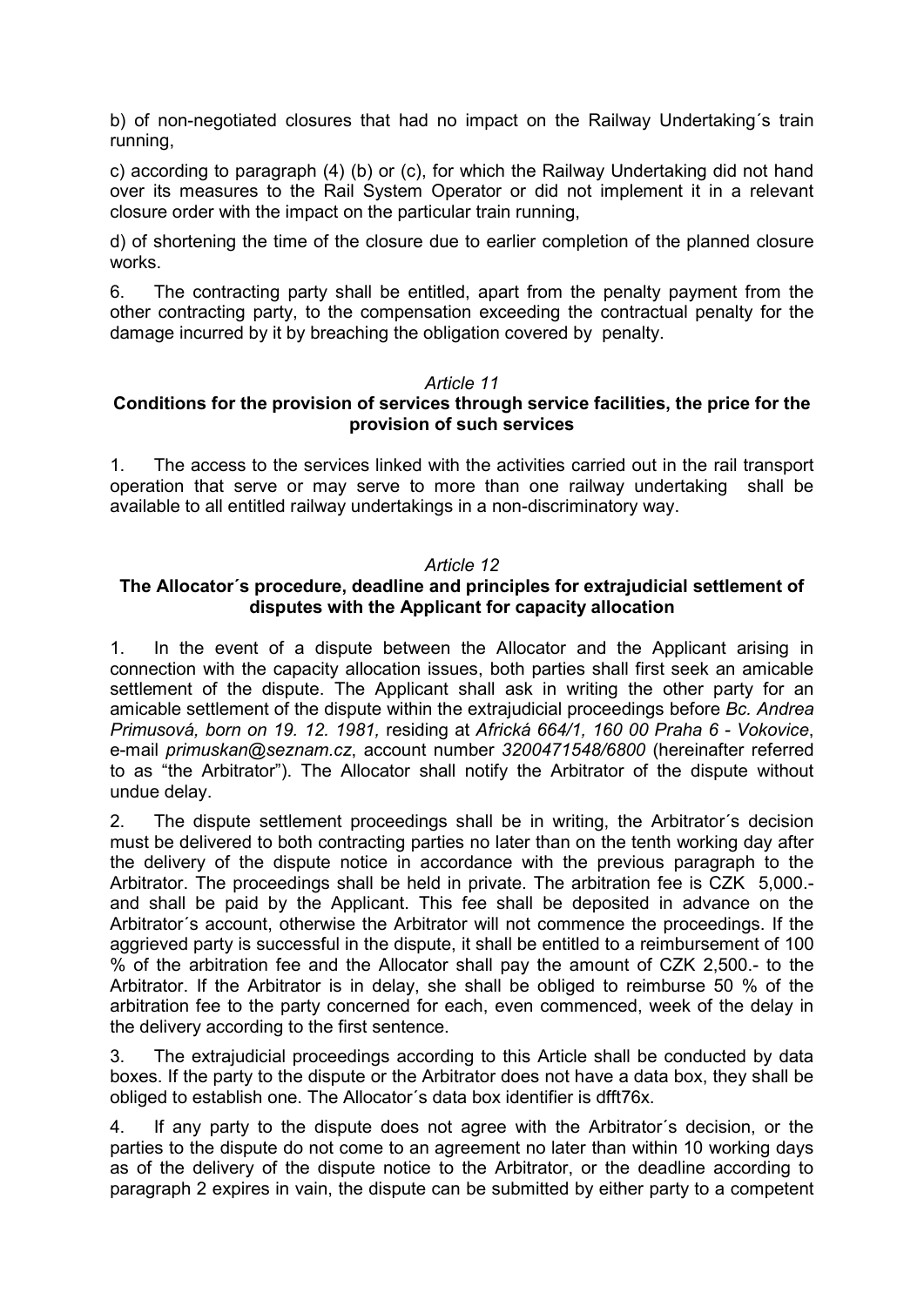b) of non-negotiated closures that had no impact on the Railway Undertaking´s train running,

c) according to paragraph (4) (b) or (c), for which the Railway Undertaking did not hand over its measures to the Rail System Operator or did not implement it in a relevant closure order with the impact on the particular train running,

d) of shortening the time of the closure due to earlier completion of the planned closure works.

6. The contracting party shall be entitled, apart from the penalty payment from the other contracting party, to the compensation exceeding the contractual penalty for the damage incurred by it by breaching the obligation covered by penalty.

### *Article 11*
### **Conditions for the provision of services through service facilities, the price for the provision of such services**

1. The access to the services linked with the activities carried out in the rail transport operation that serve or may serve to more than one railway undertaking shall be available to all entitled railway undertakings in a non-discriminatory way.

### *Article 12*
### **The Allocator´s procedure, deadline and principles for extrajudicial settlement of disputes with the Applicant for capacity allocation**

1. In the event of a dispute between the Allocator and the Applicant arising in connection with the capacity allocation issues, both parties shall first seek an amicable settlement of the dispute. The Applicant shall ask in writing the other party for an amicable settlement of the dispute within the extrajudicial proceedings before *Bc. Andrea Primusová, born on 19. 12. 1981,* residing at *Africká 664/1, 160 00 Praha 6 - Vokovice*, e-mail *primuskan@seznam.cz*, account number *3200471548/6800* (hereinafter referred to as "the Arbitrator"). The Allocator shall notify the Arbitrator of the dispute without undue delay.

2. The dispute settlement proceedings shall be in writing, the Arbitrator´s decision must be delivered to both contracting parties no later than on the tenth working day after the delivery of the dispute notice in accordance with the previous paragraph to the Arbitrator. The proceedings shall be held in private. The arbitration fee is CZK 5,000.- and shall be paid by the Applicant. This fee shall be deposited in advance on the Arbitrator´s account, otherwise the Arbitrator will not commence the proceedings. If the aggrieved party is successful in the dispute, it shall be entitled to a reimbursement of 100 % of the arbitration fee and the Allocator shall pay the amount of CZK 2,500.- to the Arbitrator. If the Arbitrator is in delay, she shall be obliged to reimburse 50 % of the arbitration fee to the party concerned for each, even commenced, week of the delay in the delivery according to the first sentence.

3. The extrajudicial proceedings according to this Article shall be conducted by data boxes. If the party to the dispute or the Arbitrator does not have a data box, they shall be obliged to establish one. The Allocator´s data box identifier is dfft76x.

4. If any party to the dispute does not agree with the Arbitrator´s decision, or the parties to the dispute do not come to an agreement no later than within 10 working days as of the delivery of the dispute notice to the Arbitrator, or the deadline according to paragraph 2 expires in vain, the dispute can be submitted by either party to a competent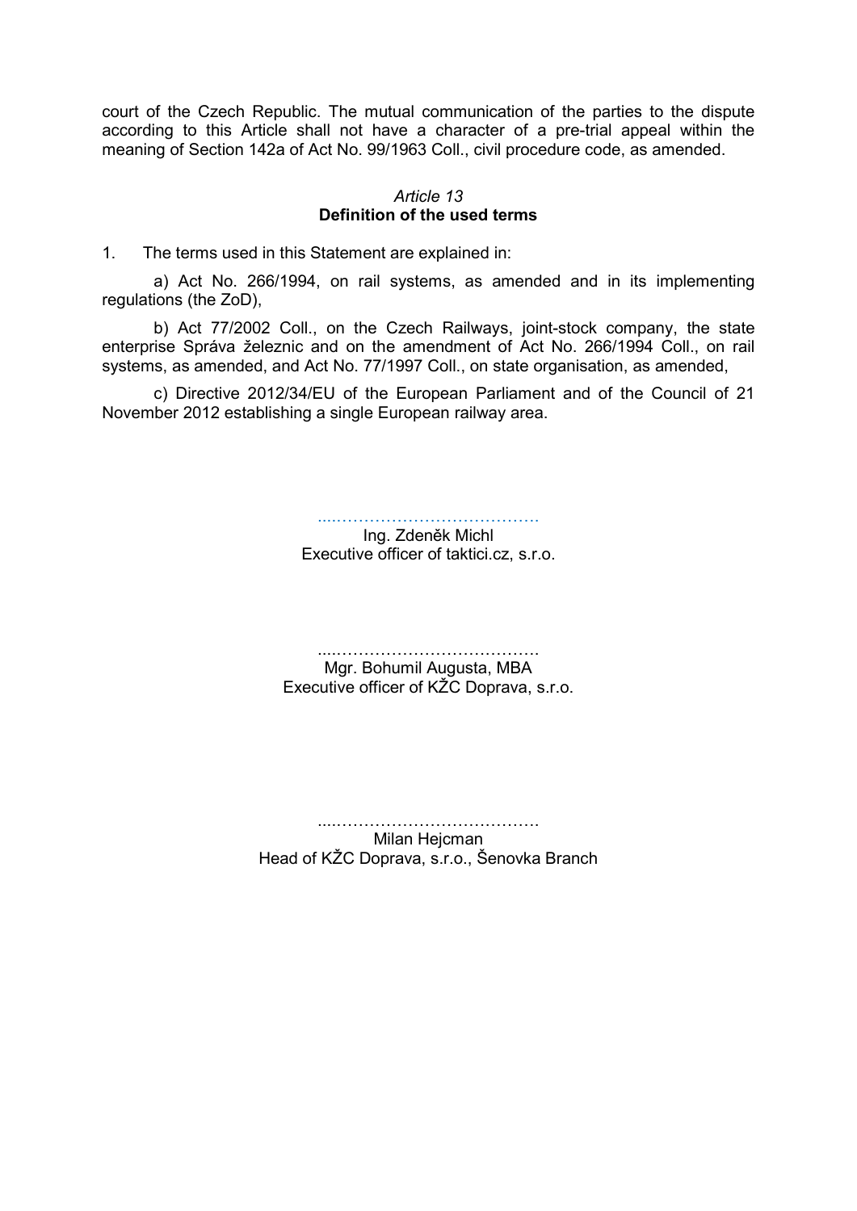court of the Czech Republic. The mutual communication of the parties to the dispute according to this Article shall not have a character of a pre-trial appeal within the meaning of Section 142a of Act No. 99/1963 Coll., civil procedure code, as amended.

*Article 13*
**Definition of the used terms**

1. The terms used in this Statement are explained in:

a) Act No. 266/1994, on rail systems, as amended and in its implementing regulations (the ZoD),

b) Act 77/2002 Coll., on the Czech Railways, joint-stock company, the state enterprise Správa železnic and on the amendment of Act No. 266/1994 Coll., on rail systems, as amended, and Act No. 77/1997 Coll., on state organisation, as amended,

c) Directive 2012/34/EU of the European Parliament and of the Council of 21 November 2012 establishing a single European railway area.

......................................
Ing. Zdeněk Michl
Executive officer of taktici.cz, s.r.o.

......................................
Mgr. Bohumil Augusta, MBA
Executive officer of KŽC Doprava, s.r.o.

......................................
Milan Hejcman
Head of KŽC Doprava, s.r.o., Šenovka Branch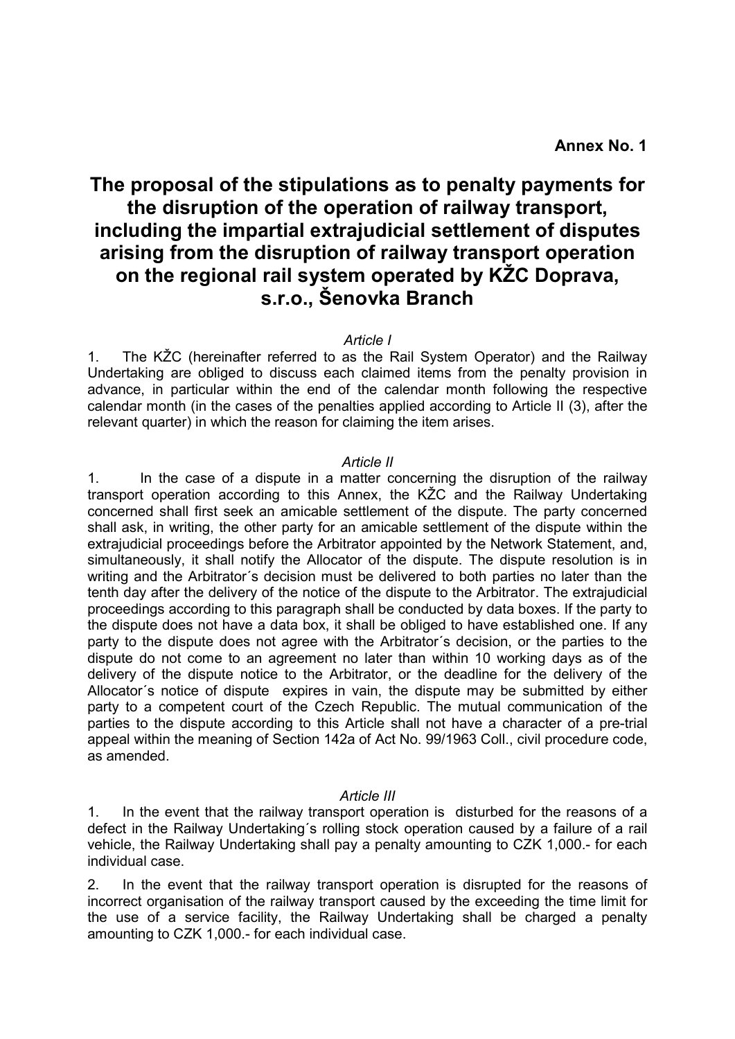**Annex No. 1**

# The proposal of the stipulations as to penalty payments for the disruption of the operation of railway transport, including the impartial extrajudicial settlement of disputes arising from the disruption of railway transport operation on the regional rail system operated by KŽC Doprava, s.r.o., Šenovka Branch

*Article I*

1. The KŽC (hereinafter referred to as the Rail System Operator) and the Railway Undertaking are obliged to discuss each claimed items from the penalty provision in advance, in particular within the end of the calendar month following the respective calendar month (in the cases of the penalties applied according to Article II (3), after the relevant quarter) in which the reason for claiming the item arises.

*Article II*

1. In the case of a dispute in a matter concerning the disruption of the railway transport operation according to this Annex, the KŽC and the Railway Undertaking concerned shall first seek an amicable settlement of the dispute. The party concerned shall ask, in writing, the other party for an amicable settlement of the dispute within the extrajudicial proceedings before the Arbitrator appointed by the Network Statement, and, simultaneously, it shall notify the Allocator of the dispute. The dispute resolution is in writing and the Arbitrator´s decision must be delivered to both parties no later than the tenth day after the delivery of the notice of the dispute to the Arbitrator. The extrajudicial proceedings according to this paragraph shall be conducted by data boxes. If the party to the dispute does not have a data box, it shall be obliged to have established one. If any party to the dispute does not agree with the Arbitrator´s decision, or the parties to the dispute do not come to an agreement no later than within 10 working days as of the delivery of the dispute notice to the Arbitrator, or the deadline for the delivery of the Allocator´s notice of dispute expires in vain, the dispute may be submitted by either party to a competent court of the Czech Republic. The mutual communication of the parties to the dispute according to this Article shall not have a character of a pre-trial appeal within the meaning of Section 142a of Act No. 99/1963 Coll., civil procedure code, as amended.

*Article III*

1. In the event that the railway transport operation is disturbed for the reasons of a defect in the Railway Undertaking´s rolling stock operation caused by a failure of a rail vehicle, the Railway Undertaking shall pay a penalty amounting to CZK 1,000.- for each individual case.

2. In the event that the railway transport operation is disrupted for the reasons of incorrect organisation of the railway transport caused by the exceeding the time limit for the use of a service facility, the Railway Undertaking shall be charged a penalty amounting to CZK 1,000.- for each individual case.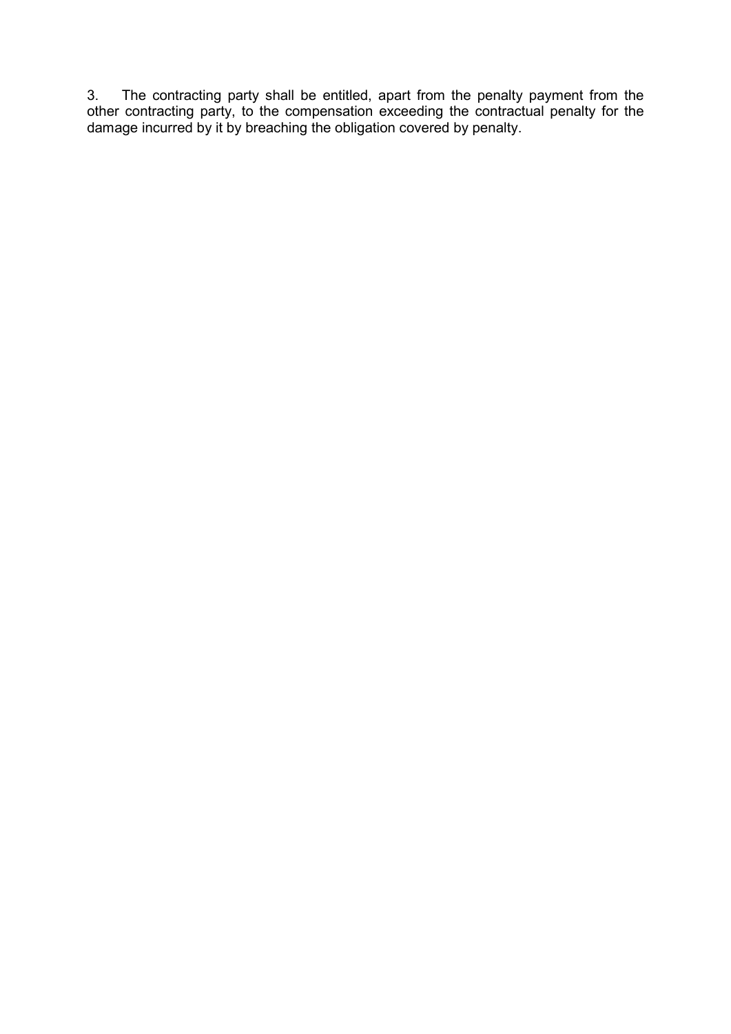3. The contracting party shall be entitled, apart from the penalty payment from the other contracting party, to the compensation exceeding the contractual penalty for the damage incurred by it by breaching the obligation covered by penalty.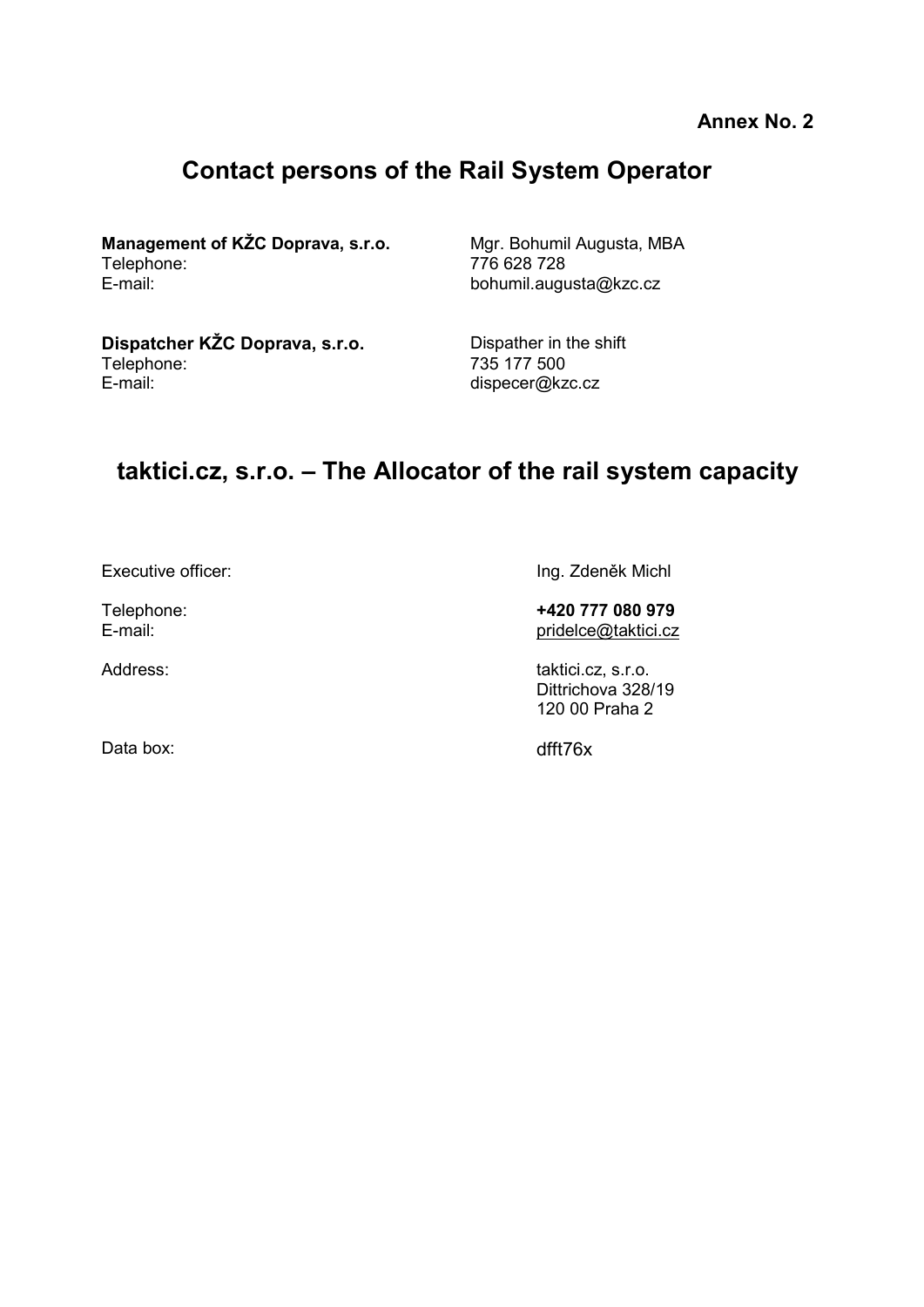**Annex No. 2**

# Contact persons of the Rail System Operator

**Management of KŽC Doprava, s.r.o.** Mgr. Bohumil Augusta, MBA
Telephone: 776 628 728
E-mail: bohumil.augusta@kzc.cz

**Dispatcher KŽC Doprava, s.r.o.** Dispather in the shift
Telephone: 735 177 500
E-mail: dispecer@kzc.cz

# taktici.cz, s.r.o. – The Allocator of the rail system capacity

Executive officer: Ing. Zdeněk Michl

Telephone: **+420 777 080 979**
E-mail: pridelce@taktici.cz

Address: taktici.cz, s.r.o.
Dittrichova 328/19
120 00 Praha 2

Data box: dfft76x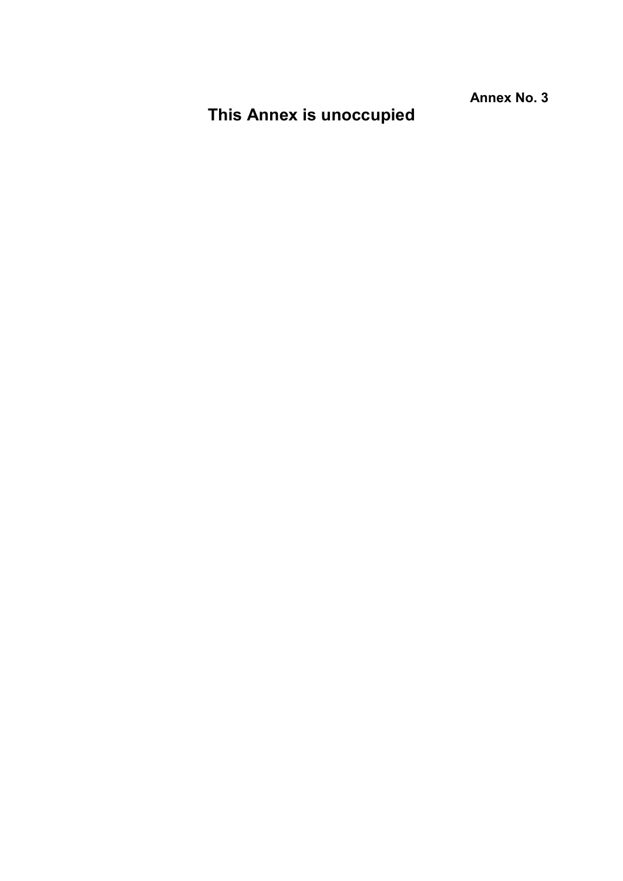**Annex No. 3**

# This Annex is unoccupied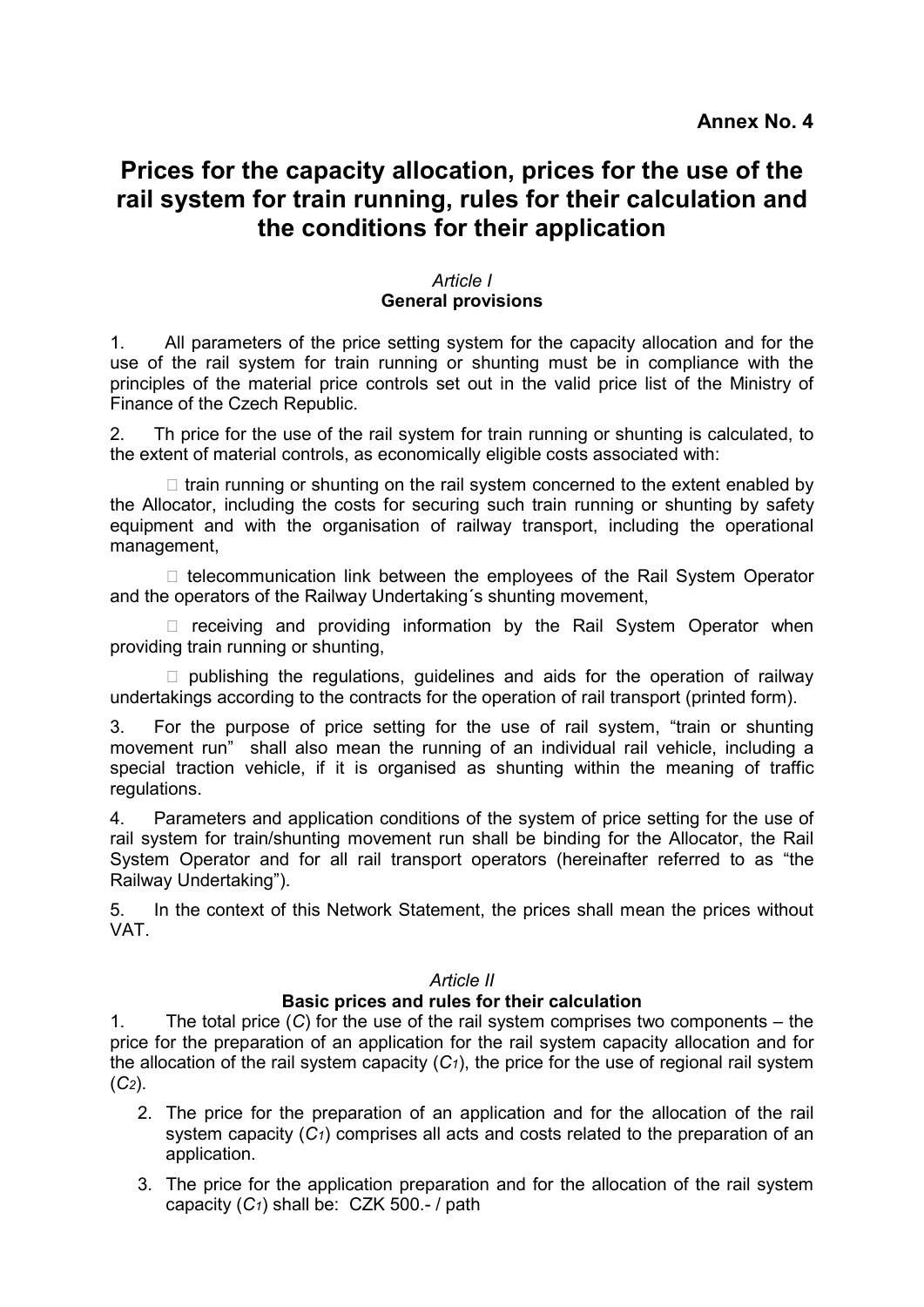**Annex No. 4**

# Prices for the capacity allocation, prices for the use of the rail system for train running, rules for their calculation and the conditions for their application

*Article I*

## General provisions

1. All parameters of the price setting system for the capacity allocation and for the use of the rail system for train running or shunting must be in compliance with the principles of the material price controls set out in the valid price list of the Ministry of Finance of the Czech Republic.

2. Th price for the use of the rail system for train running or shunting is calculated, to the extent of material controls, as economically eligible costs associated with:

   - train running or shunting on the rail system concerned to the extent enabled by the Allocator, including the costs for securing such train running or shunting by safety equipment and with the organisation of railway transport, including the operational management,
   - telecommunication link between the employees of the Rail System Operator and the operators of the Railway Undertaking´s shunting movement,
   - receiving and providing information by the Rail System Operator when providing train running or shunting,
   - publishing the regulations, guidelines and aids for the operation of railway undertakings according to the contracts for the operation of rail transport (printed form).

3. For the purpose of price setting for the use of rail system, "train or shunting movement run" shall also mean the running of an individual rail vehicle, including a special traction vehicle, if it is organised as shunting within the meaning of traffic regulations.

4. Parameters and application conditions of the system of price setting for the use of rail system for train/shunting movement run shall be binding for the Allocator, the Rail System Operator and for all rail transport operators (hereinafter referred to as "the Railway Undertaking").

5. In the context of this Network Statement, the prices shall mean the prices without VAT.

*Article II*

## Basic prices and rules for their calculation

1. The total price ($C$) for the use of the rail system comprises two components – the price for the preparation of an application for the rail system capacity allocation and for the allocation of the rail system capacity ($C_1$), the price for the use of regional rail system ($C_2$).

2. The price for the preparation of an application and for the allocation of the rail system capacity ($C_1$) comprises all acts and costs related to the preparation of an application.

3. The price for the application preparation and for the allocation of the rail system capacity ($C_1$) shall be: CZK 500.- / path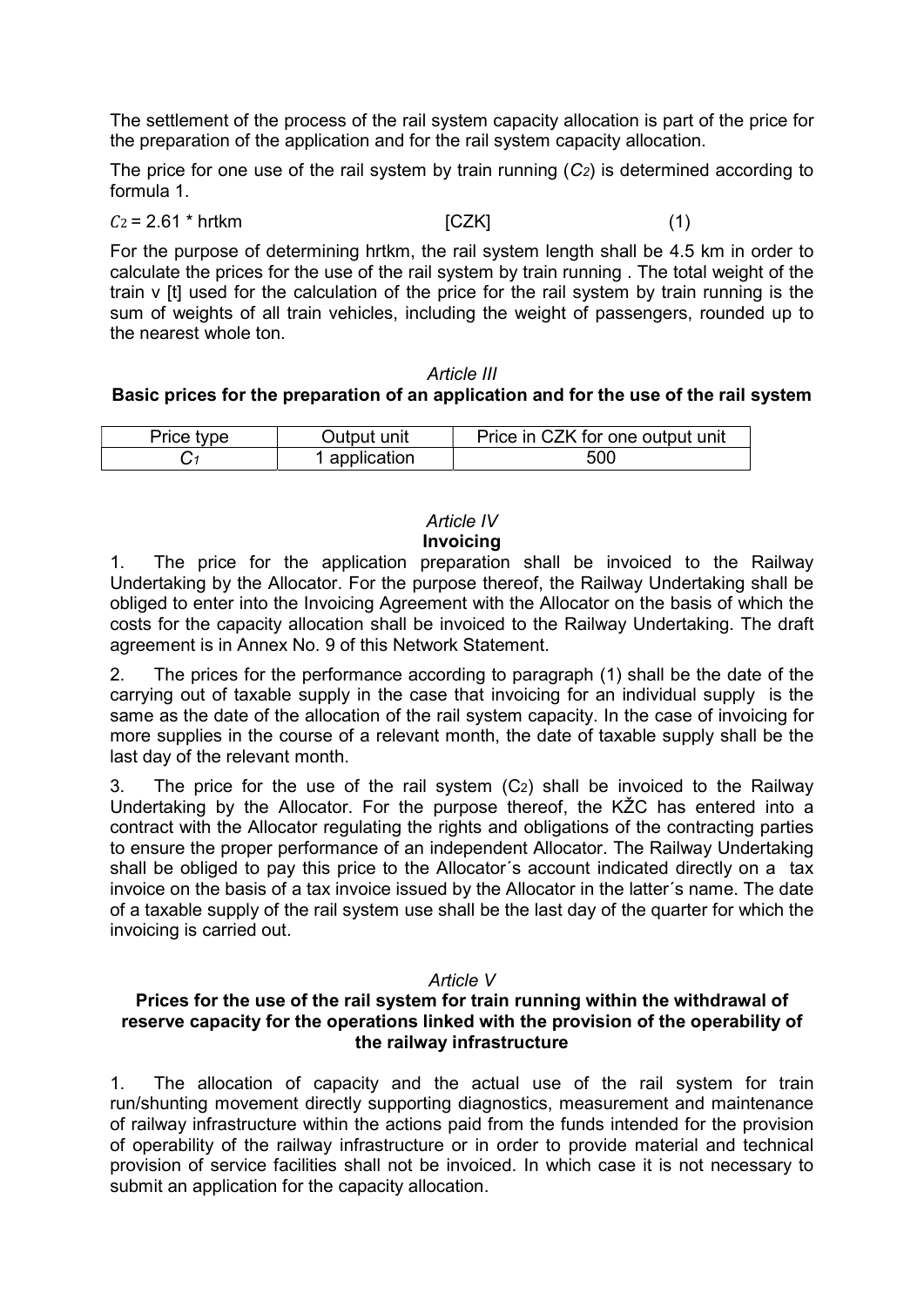The settlement of the process of the rail system capacity allocation is part of the price for the preparation of the application and for the rail system capacity allocation.

The price for one use of the rail system by train running ($C_2$) is determined according to formula 1.

$$C_2 = 2.61 * hrtkm \quad [CZK] \quad (1)$$

For the purpose of determining hrtkm, the rail system length shall be 4.5 km in order to calculate the prices for the use of the rail system by train running . The total weight of the train v [t] used for the calculation of the price for the rail system by train running is the sum of weights of all train vehicles, including the weight of passengers, rounded up to the nearest whole ton.

*Article III*

**Basic prices for the preparation of an application and for the use of the rail system**

| Price type | Output unit | Price in CZK for one output unit |
|---|---|---|
| $C_1$ | 1 application | 500 |

*Article IV*

**Invoicing**

1. The price for the application preparation shall be invoiced to the Railway Undertaking by the Allocator. For the purpose thereof, the Railway Undertaking shall be obliged to enter into the Invoicing Agreement with the Allocator on the basis of which the costs for the capacity allocation shall be invoiced to the Railway Undertaking. The draft agreement is in Annex No. 9 of this Network Statement.

2. The prices for the performance according to paragraph (1) shall be the date of the carrying out of taxable supply in the case that invoicing for an individual supply is the same as the date of the allocation of the rail system capacity. In the case of invoicing for more supplies in the course of a relevant month, the date of taxable supply shall be the last day of the relevant month.

3. The price for the use of the rail system ($C_2$) shall be invoiced to the Railway Undertaking by the Allocator. For the purpose thereof, the KŽC has entered into a contract with the Allocator regulating the rights and obligations of the contracting parties to ensure the proper performance of an independent Allocator. The Railway Undertaking shall be obliged to pay this price to the Allocator´s account indicated directly on a tax invoice on the basis of a tax invoice issued by the Allocator in the latter´s name. The date of a taxable supply of the rail system use shall be the last day of the quarter for which the invoicing is carried out.

*Article V*

**Prices for the use of the rail system for train running within the withdrawal of reserve capacity for the operations linked with the provision of the operability of the railway infrastructure**

1. The allocation of capacity and the actual use of the rail system for train run/shunting movement directly supporting diagnostics, measurement and maintenance of railway infrastructure within the actions paid from the funds intended for the provision of operability of the railway infrastructure or in order to provide material and technical provision of service facilities shall not be invoiced. In which case it is not necessary to submit an application for the capacity allocation.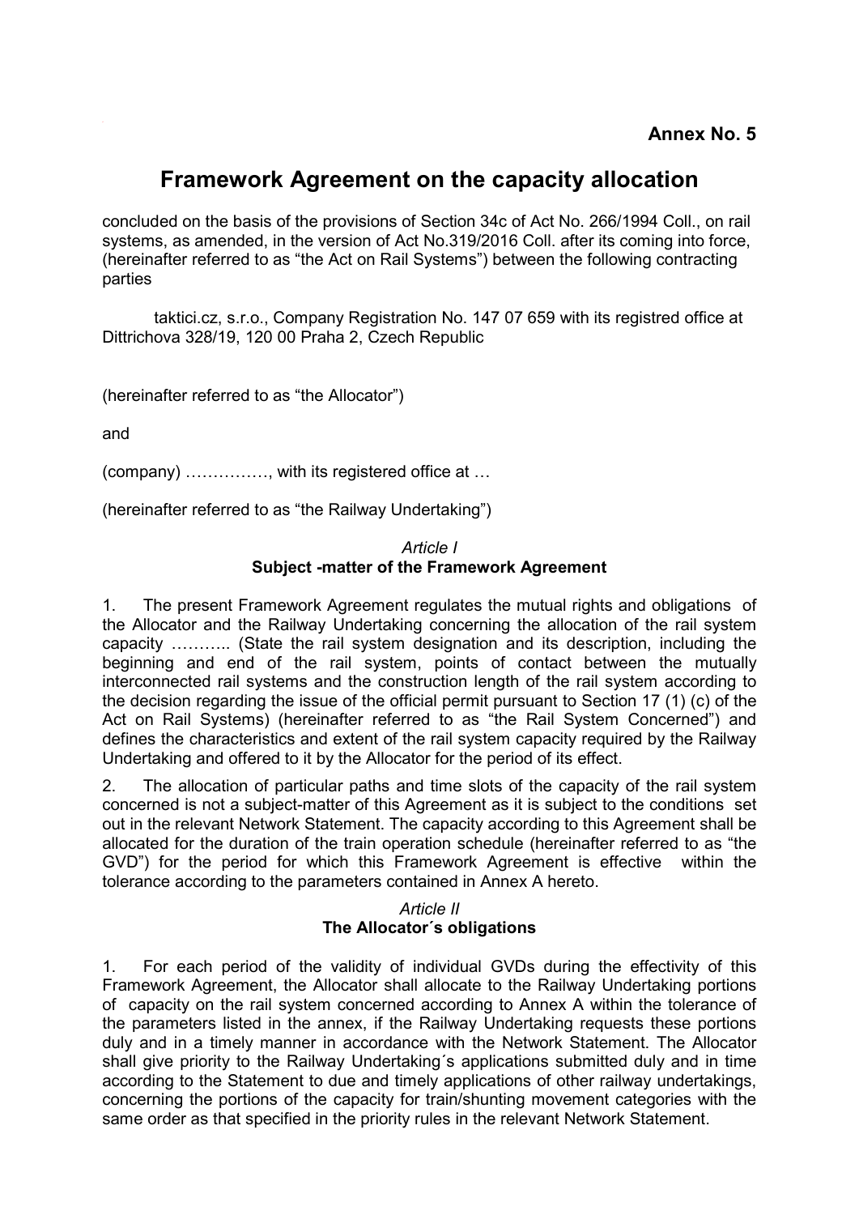**Annex No. 5**

# Framework Agreement on the capacity allocation

concluded on the basis of the provisions of Section 34c of Act No. 266/1994 Coll., on rail systems, as amended, in the version of Act No.319/2016 Coll. after its coming into force, (hereinafter referred to as "the Act on Rail Systems") between the following contracting parties

taktici.cz, s.r.o., Company Registration No. 147 07 659 with its registred office at Dittrichova 328/19, 120 00 Praha 2, Czech Republic

(hereinafter referred to as "the Allocator")

and

(company) ……………, with its registered office at …

(hereinafter referred to as "the Railway Undertaking")

*Article I*
**Subject -matter of the Framework Agreement**

1. The present Framework Agreement regulates the mutual rights and obligations of the Allocator and the Railway Undertaking concerning the allocation of the rail system capacity ……….. (State the rail system designation and its description, including the beginning and end of the rail system, points of contact between the mutually interconnected rail systems and the construction length of the rail system according to the decision regarding the issue of the official permit pursuant to Section 17 (1) (c) of the Act on Rail Systems) (hereinafter referred to as "the Rail System Concerned") and defines the characteristics and extent of the rail system capacity required by the Railway Undertaking and offered to it by the Allocator for the period of its effect.

2. The allocation of particular paths and time slots of the capacity of the rail system concerned is not a subject-matter of this Agreement as it is subject to the conditions set out in the relevant Network Statement. The capacity according to this Agreement shall be allocated for the duration of the train operation schedule (hereinafter referred to as "the GVD") for the period for which this Framework Agreement is effective within the tolerance according to the parameters contained in Annex A hereto.

*Article II*
**The Allocator´s obligations**

1. For each period of the validity of individual GVDs during the effectivity of this Framework Agreement, the Allocator shall allocate to the Railway Undertaking portions of capacity on the rail system concerned according to Annex A within the tolerance of the parameters listed in the annex, if the Railway Undertaking requests these portions duly and in a timely manner in accordance with the Network Statement. The Allocator shall give priority to the Railway Undertaking´s applications submitted duly and in time according to the Statement to due and timely applications of other railway undertakings, concerning the portions of the capacity for train/shunting movement categories with the same order as that specified in the priority rules in the relevant Network Statement.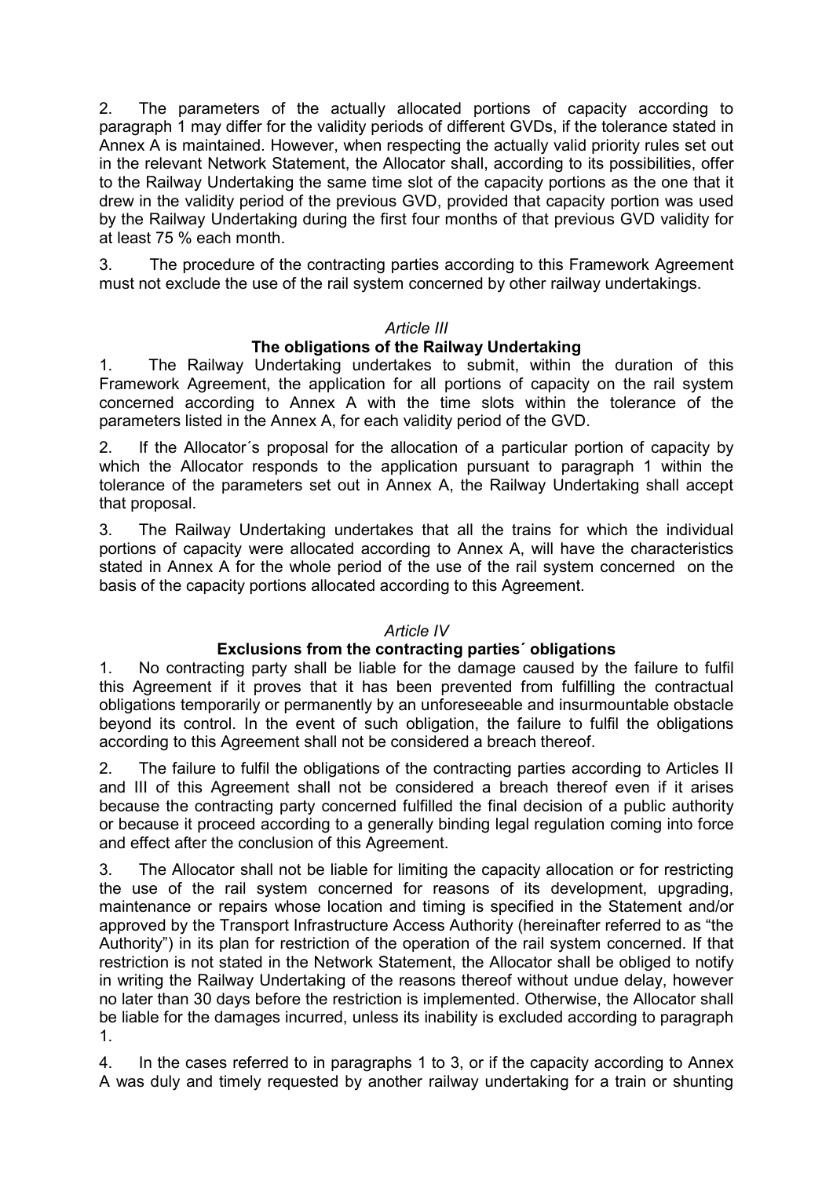2. The parameters of the actually allocated portions of capacity according to paragraph 1 may differ for the validity periods of different GVDs, if the tolerance stated in Annex A is maintained. However, when respecting the actually valid priority rules set out in the relevant Network Statement, the Allocator shall, according to its possibilities, offer to the Railway Undertaking the same time slot of the capacity portions as the one that it drew in the validity period of the previous GVD, provided that capacity portion was used by the Railway Undertaking during the first four months of that previous GVD validity for at least 75 % each month.

3. The procedure of the contracting parties according to this Framework Agreement must not exclude the use of the rail system concerned by other railway undertakings.

*Article III*

**The obligations of the Railway Undertaking**

1. The Railway Undertaking undertakes to submit, within the duration of this Framework Agreement, the application for all portions of capacity on the rail system concerned according to Annex A with the time slots within the tolerance of the parameters listed in the Annex A, for each validity period of the GVD.

2. If the Allocator´s proposal for the allocation of a particular portion of capacity by which the Allocator responds to the application pursuant to paragraph 1 within the tolerance of the parameters set out in Annex A, the Railway Undertaking shall accept that proposal.

3. The Railway Undertaking undertakes that all the trains for which the individual portions of capacity were allocated according to Annex A, will have the characteristics stated in Annex A for the whole period of the use of the rail system concerned on the basis of the capacity portions allocated according to this Agreement.

*Article IV*

**Exclusions from the contracting parties´ obligations**

1. No contracting party shall be liable for the damage caused by the failure to fulfil this Agreement if it proves that it has been prevented from fulfilling the contractual obligations temporarily or permanently by an unforeseeable and insurmountable obstacle beyond its control. In the event of such obligation, the failure to fulfil the obligations according to this Agreement shall not be considered a breach thereof.

2. The failure to fulfil the obligations of the contracting parties according to Articles II and III of this Agreement shall not be considered a breach thereof even if it arises because the contracting party concerned fulfilled the final decision of a public authority or because it proceed according to a generally binding legal regulation coming into force and effect after the conclusion of this Agreement.

3. The Allocator shall not be liable for limiting the capacity allocation or for restricting the use of the rail system concerned for reasons of its development, upgrading, maintenance or repairs whose location and timing is specified in the Statement and/or approved by the Transport Infrastructure Access Authority (hereinafter referred to as "the Authority") in its plan for restriction of the operation of the rail system concerned. If that restriction is not stated in the Network Statement, the Allocator shall be obliged to notify in writing the Railway Undertaking of the reasons thereof without undue delay, however no later than 30 days before the restriction is implemented. Otherwise, the Allocator shall be liable for the damages incurred, unless its inability is excluded according to paragraph 1.

4. In the cases referred to in paragraphs 1 to 3, or if the capacity according to Annex A was duly and timely requested by another railway undertaking for a train or shunting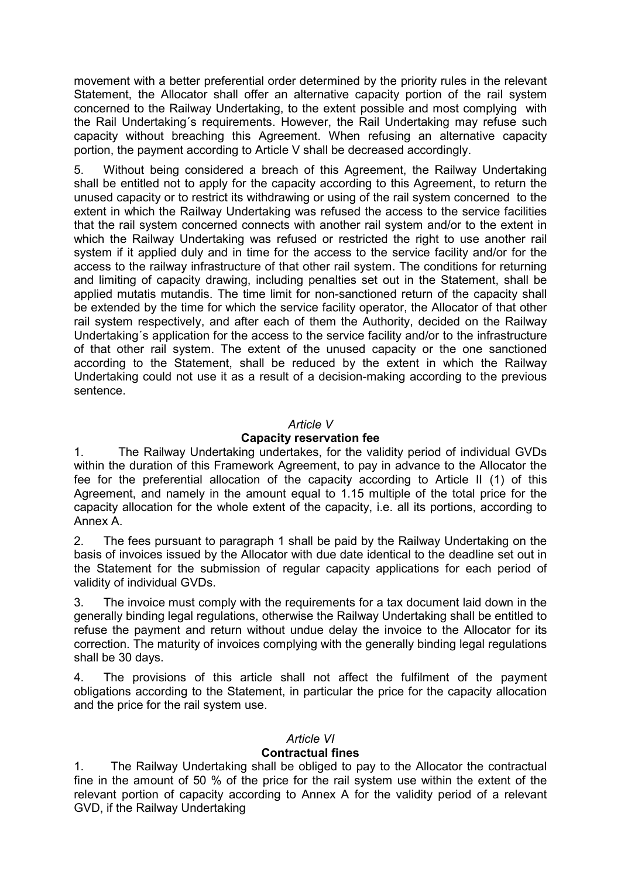movement with a better preferential order determined by the priority rules in the relevant Statement, the Allocator shall offer an alternative capacity portion of the rail system concerned to the Railway Undertaking, to the extent possible and most complying with the Rail Undertaking´s requirements. However, the Rail Undertaking may refuse such capacity without breaching this Agreement. When refusing an alternative capacity portion, the payment according to Article V shall be decreased accordingly.

5. Without being considered a breach of this Agreement, the Railway Undertaking shall be entitled not to apply for the capacity according to this Agreement, to return the unused capacity or to restrict its withdrawing or using of the rail system concerned to the extent in which the Railway Undertaking was refused the access to the service facilities that the rail system concerned connects with another rail system and/or to the extent in which the Railway Undertaking was refused or restricted the right to use another rail system if it applied duly and in time for the access to the service facility and/or for the access to the railway infrastructure of that other rail system. The conditions for returning and limiting of capacity drawing, including penalties set out in the Statement, shall be applied mutatis mutandis. The time limit for non-sanctioned return of the capacity shall be extended by the time for which the service facility operator, the Allocator of that other rail system respectively, and after each of them the Authority, decided on the Railway Undertaking´s application for the access to the service facility and/or to the infrastructure of that other rail system. The extent of the unused capacity or the one sanctioned according to the Statement, shall be reduced by the extent in which the Railway Undertaking could not use it as a result of a decision-making according to the previous sentence.

## *Article V*
## Capacity reservation fee

1. The Railway Undertaking undertakes, for the validity period of individual GVDs within the duration of this Framework Agreement, to pay in advance to the Allocator the fee for the preferential allocation of the capacity according to Article II (1) of this Agreement, and namely in the amount equal to 1.15 multiple of the total price for the capacity allocation for the whole extent of the capacity, i.e. all its portions, according to Annex A.

2. The fees pursuant to paragraph 1 shall be paid by the Railway Undertaking on the basis of invoices issued by the Allocator with due date identical to the deadline set out in the Statement for the submission of regular capacity applications for each period of validity of individual GVDs.

3. The invoice must comply with the requirements for a tax document laid down in the generally binding legal regulations, otherwise the Railway Undertaking shall be entitled to refuse the payment and return without undue delay the invoice to the Allocator for its correction. The maturity of invoices complying with the generally binding legal regulations shall be 30 days.

4. The provisions of this article shall not affect the fulfilment of the payment obligations according to the Statement, in particular the price for the capacity allocation and the price for the rail system use.

## *Article VI*
## Contractual fines

1. The Railway Undertaking shall be obliged to pay to the Allocator the contractual fine in the amount of 50 % of the price for the rail system use within the extent of the relevant portion of capacity according to Annex A for the validity period of a relevant GVD, if the Railway Undertaking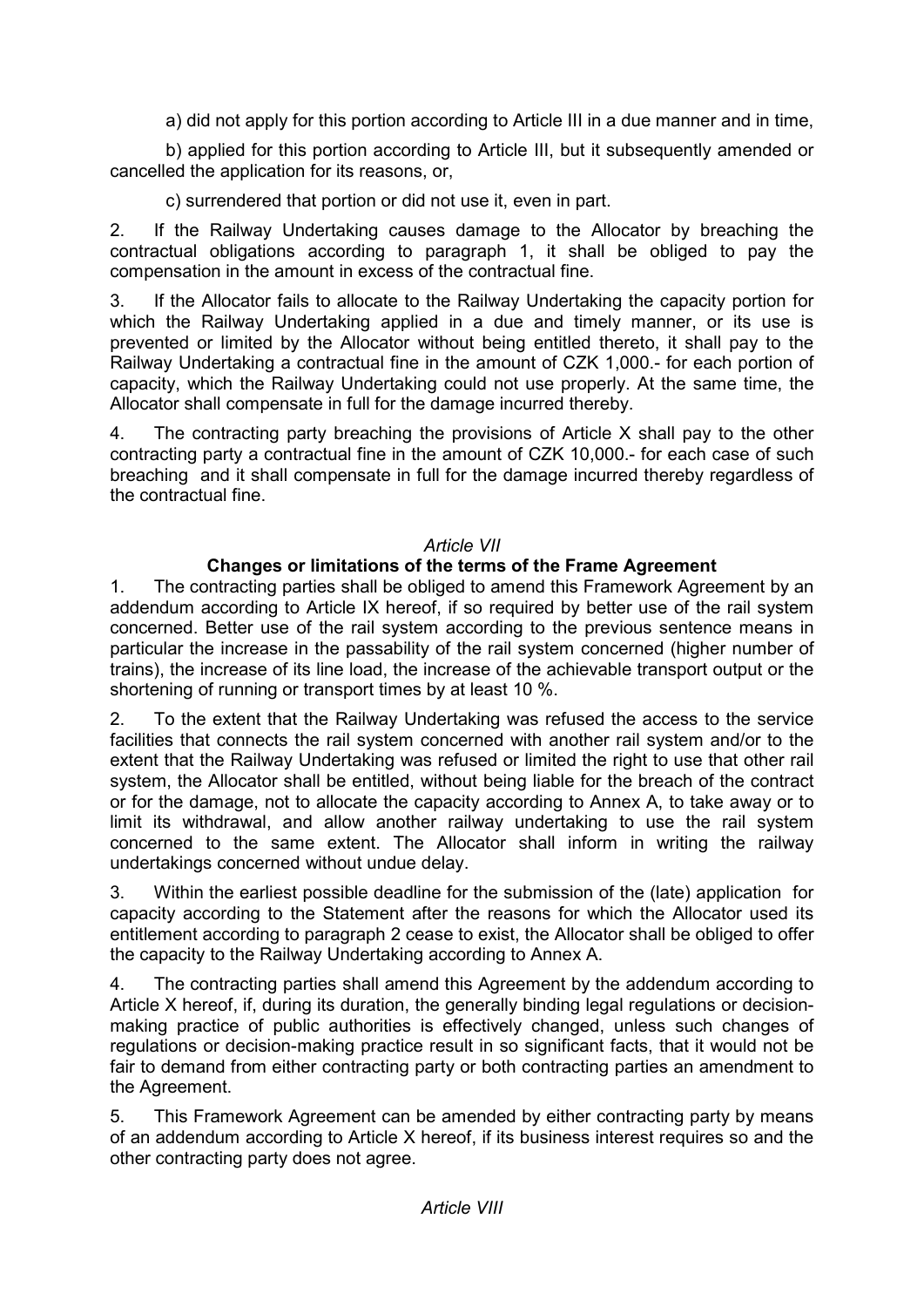a) did not apply for this portion according to Article III in a due manner and in time,

b) applied for this portion according to Article III, but it subsequently amended or cancelled the application for its reasons, or,

c) surrendered that portion or did not use it, even in part.

2. If the Railway Undertaking causes damage to the Allocator by breaching the contractual obligations according to paragraph 1, it shall be obliged to pay the compensation in the amount in excess of the contractual fine.

3. If the Allocator fails to allocate to the Railway Undertaking the capacity portion for which the Railway Undertaking applied in a due and timely manner, or its use is prevented or limited by the Allocator without being entitled thereto, it shall pay to the Railway Undertaking a contractual fine in the amount of CZK 1,000.- for each portion of capacity, which the Railway Undertaking could not use properly. At the same time, the Allocator shall compensate in full for the damage incurred thereby.

4. The contracting party breaching the provisions of Article X shall pay to the other contracting party a contractual fine in the amount of CZK 10,000.- for each case of such breaching and it shall compensate in full for the damage incurred thereby regardless of the contractual fine.

*Article VII*

**Changes or limitations of the terms of the Frame Agreement**

1. The contracting parties shall be obliged to amend this Framework Agreement by an addendum according to Article IX hereof, if so required by better use of the rail system concerned. Better use of the rail system according to the previous sentence means in particular the increase in the passability of the rail system concerned (higher number of trains), the increase of its line load, the increase of the achievable transport output or the shortening of running or transport times by at least 10 %.

2. To the extent that the Railway Undertaking was refused the access to the service facilities that connects the rail system concerned with another rail system and/or to the extent that the Railway Undertaking was refused or limited the right to use that other rail system, the Allocator shall be entitled, without being liable for the breach of the contract or for the damage, not to allocate the capacity according to Annex A, to take away or to limit its withdrawal, and allow another railway undertaking to use the rail system concerned to the same extent. The Allocator shall inform in writing the railway undertakings concerned without undue delay.

3. Within the earliest possible deadline for the submission of the (late) application for capacity according to the Statement after the reasons for which the Allocator used its entitlement according to paragraph 2 cease to exist, the Allocator shall be obliged to offer the capacity to the Railway Undertaking according to Annex A.

4. The contracting parties shall amend this Agreement by the addendum according to Article X hereof, if, during its duration, the generally binding legal regulations or decision-making practice of public authorities is effectively changed, unless such changes of regulations or decision-making practice result in so significant facts, that it would not be fair to demand from either contracting party or both contracting parties an amendment to the Agreement.

5. This Framework Agreement can be amended by either contracting party by means of an addendum according to Article X hereof, if its business interest requires so and the other contracting party does not agree.

*Article VIII*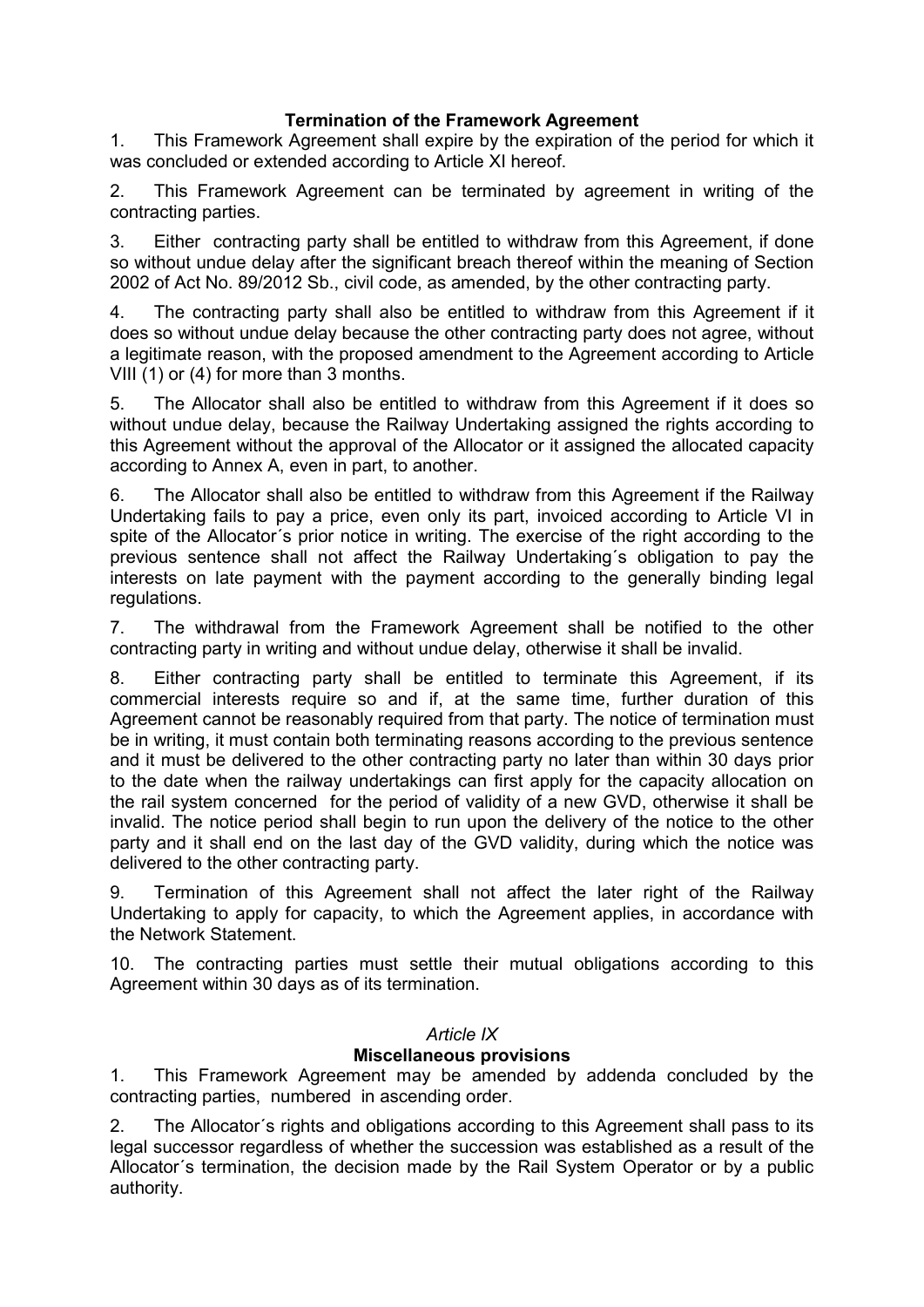## Termination of the Framework Agreement

1. This Framework Agreement shall expire by the expiration of the period for which it was concluded or extended according to Article XI hereof.

2. This Framework Agreement can be terminated by agreement in writing of the contracting parties.

3. Either contracting party shall be entitled to withdraw from this Agreement, if done so without undue delay after the significant breach thereof within the meaning of Section 2002 of Act No. 89/2012 Sb., civil code, as amended, by the other contracting party.

4. The contracting party shall also be entitled to withdraw from this Agreement if it does so without undue delay because the other contracting party does not agree, without a legitimate reason, with the proposed amendment to the Agreement according to Article VIII (1) or (4) for more than 3 months.

5. The Allocator shall also be entitled to withdraw from this Agreement if it does so without undue delay, because the Railway Undertaking assigned the rights according to this Agreement without the approval of the Allocator or it assigned the allocated capacity according to Annex A, even in part, to another.

6. The Allocator shall also be entitled to withdraw from this Agreement if the Railway Undertaking fails to pay a price, even only its part, invoiced according to Article VI in spite of the Allocator´s prior notice in writing. The exercise of the right according to the previous sentence shall not affect the Railway Undertaking´s obligation to pay the interests on late payment with the payment according to the generally binding legal regulations.

7. The withdrawal from the Framework Agreement shall be notified to the other contracting party in writing and without undue delay, otherwise it shall be invalid.

8. Either contracting party shall be entitled to terminate this Agreement, if its commercial interests require so and if, at the same time, further duration of this Agreement cannot be reasonably required from that party. The notice of termination must be in writing, it must contain both terminating reasons according to the previous sentence and it must be delivered to the other contracting party no later than within 30 days prior to the date when the railway undertakings can first apply for the capacity allocation on the rail system concerned for the period of validity of a new GVD, otherwise it shall be invalid. The notice period shall begin to run upon the delivery of the notice to the other party and it shall end on the last day of the GVD validity, during which the notice was delivered to the other contracting party.

9. Termination of this Agreement shall not affect the later right of the Railway Undertaking to apply for capacity, to which the Agreement applies, in accordance with the Network Statement.

10. The contracting parties must settle their mutual obligations according to this Agreement within 30 days as of its termination.

*Article IX*

## Miscellaneous provisions

1. This Framework Agreement may be amended by addenda concluded by the contracting parties, numbered in ascending order.

2. The Allocator´s rights and obligations according to this Agreement shall pass to its legal successor regardless of whether the succession was established as a result of the Allocator´s termination, the decision made by the Rail System Operator or by a public authority.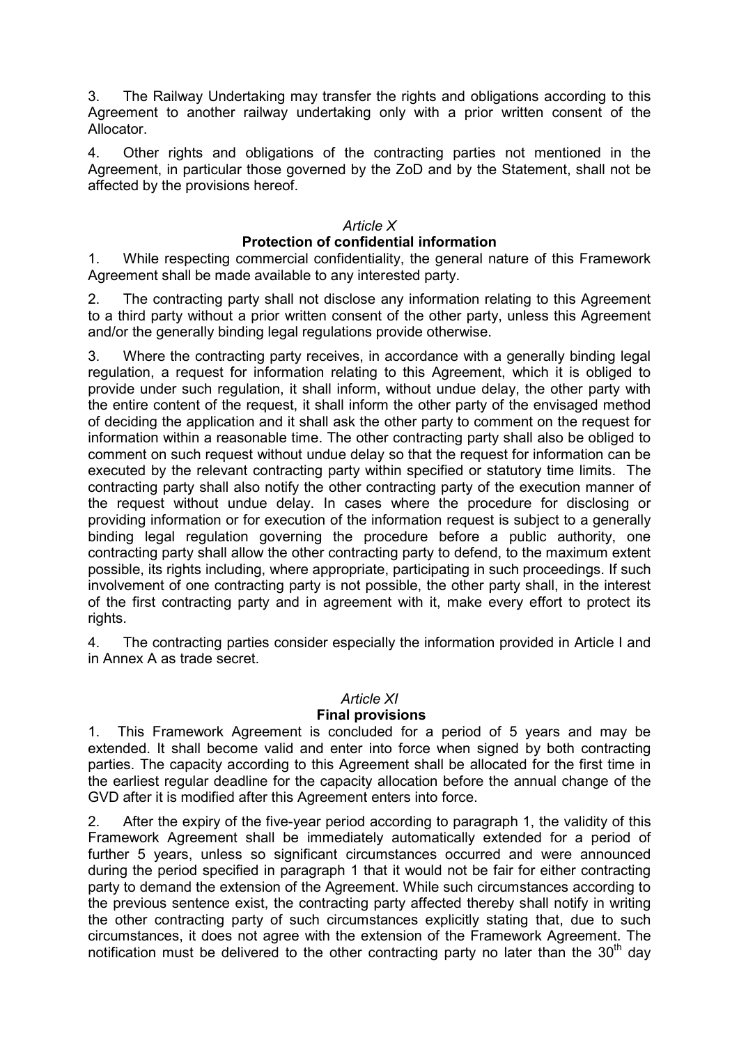3. The Railway Undertaking may transfer the rights and obligations according to this Agreement to another railway undertaking only with a prior written consent of the Allocator.

4. Other rights and obligations of the contracting parties not mentioned in the Agreement, in particular those governed by the ZoD and by the Statement, shall not be affected by the provisions hereof.

*Article X*

**Protection of confidential information**

1. While respecting commercial confidentiality, the general nature of this Framework Agreement shall be made available to any interested party.

2. The contracting party shall not disclose any information relating to this Agreement to a third party without a prior written consent of the other party, unless this Agreement and/or the generally binding legal regulations provide otherwise.

3. Where the contracting party receives, in accordance with a generally binding legal regulation, a request for information relating to this Agreement, which it is obliged to provide under such regulation, it shall inform, without undue delay, the other party with the entire content of the request, it shall inform the other party of the envisaged method of deciding the application and it shall ask the other party to comment on the request for information within a reasonable time. The other contracting party shall also be obliged to comment on such request without undue delay so that the request for information can be executed by the relevant contracting party within specified or statutory time limits. The contracting party shall also notify the other contracting party of the execution manner of the request without undue delay. In cases where the procedure for disclosing or providing information or for execution of the information request is subject to a generally binding legal regulation governing the procedure before a public authority, one contracting party shall allow the other contracting party to defend, to the maximum extent possible, its rights including, where appropriate, participating in such proceedings. If such involvement of one contracting party is not possible, the other party shall, in the interest of the first contracting party and in agreement with it, make every effort to protect its rights.

4. The contracting parties consider especially the information provided in Article I and in Annex A as trade secret.

*Article XI*

**Final provisions**

1. This Framework Agreement is concluded for a period of 5 years and may be extended. It shall become valid and enter into force when signed by both contracting parties. The capacity according to this Agreement shall be allocated for the first time in the earliest regular deadline for the capacity allocation before the annual change of the GVD after it is modified after this Agreement enters into force.

2. After the expiry of the five-year period according to paragraph 1, the validity of this Framework Agreement shall be immediately automatically extended for a period of further 5 years, unless so significant circumstances occurred and were announced during the period specified in paragraph 1 that it would not be fair for either contracting party to demand the extension of the Agreement. While such circumstances according to the previous sentence exist, the contracting party affected thereby shall notify in writing the other contracting party of such circumstances explicitly stating that, due to such circumstances, it does not agree with the extension of the Framework Agreement. The notification must be delivered to the other contracting party no later than the 30th day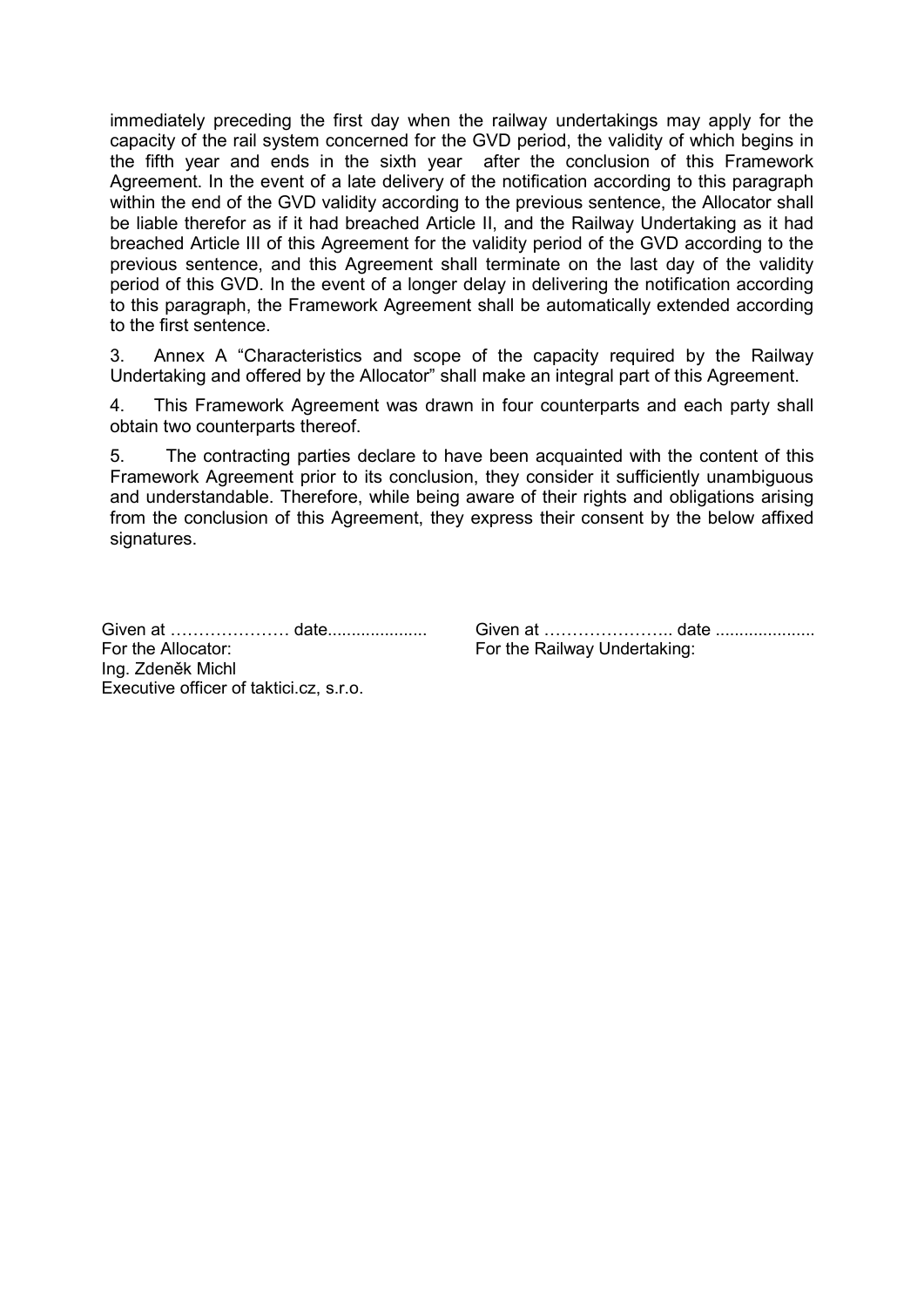immediately preceding the first day when the railway undertakings may apply for the capacity of the rail system concerned for the GVD period, the validity of which begins in the fifth year and ends in the sixth year after the conclusion of this Framework Agreement. In the event of a late delivery of the notification according to this paragraph within the end of the GVD validity according to the previous sentence, the Allocator shall be liable therefor as if it had breached Article II, and the Railway Undertaking as it had breached Article III of this Agreement for the validity period of the GVD according to the previous sentence, and this Agreement shall terminate on the last day of the validity period of this GVD. In the event of a longer delay in delivering the notification according to this paragraph, the Framework Agreement shall be automatically extended according to the first sentence.

3. Annex A "Characteristics and scope of the capacity required by the Railway Undertaking and offered by the Allocator" shall make an integral part of this Agreement.

4. This Framework Agreement was drawn in four counterparts and each party shall obtain two counterparts thereof.

5. The contracting parties declare to have been acquainted with the content of this Framework Agreement prior to its conclusion, they consider it sufficiently unambiguous and understandable. Therefore, while being aware of their rights and obligations arising from the conclusion of this Agreement, they express their consent by the below affixed signatures.

Given at ………………… date....................
For the Allocator:
Ing. Zdeněk Michl
Executive officer of taktici.cz, s.r.o.

Given at ………………….. date ....................
For the Railway Undertaking: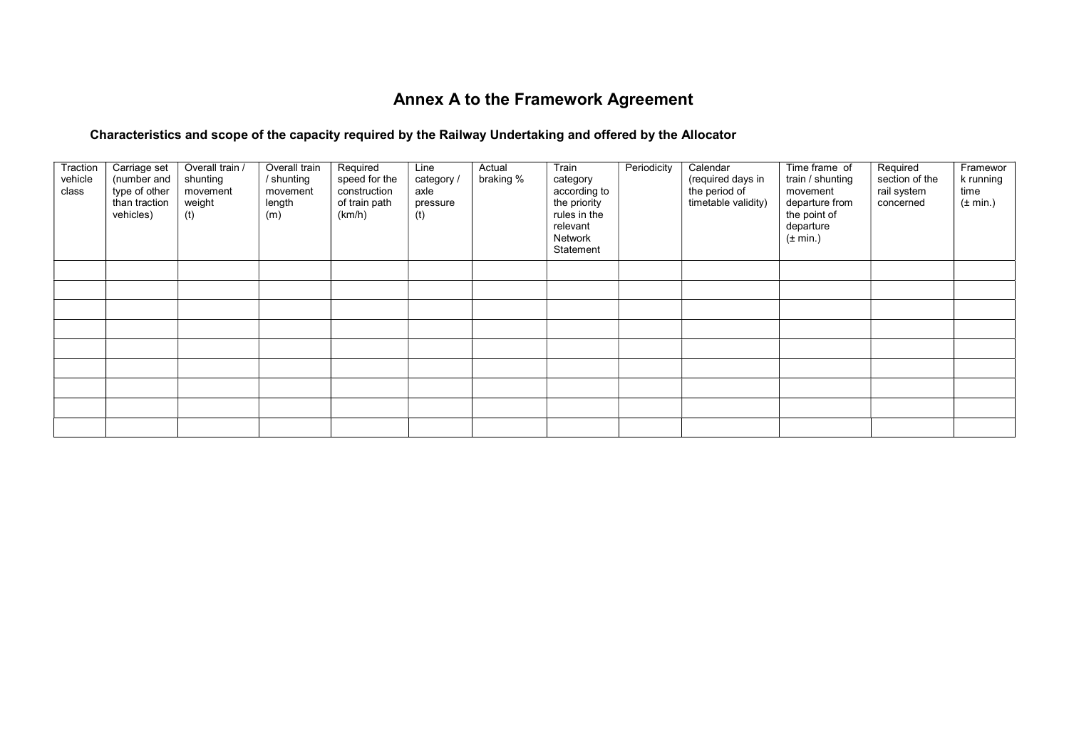# Annex A to the Framework Agreement

### Characteristics and scope of the capacity required by the Railway Undertaking and offered by the Allocator

| Traction vehicle class | Carriage set (number and type of other than traction vehicles) | Overall train / shunting movement weight (t) | Overall train / shunting movement length (m) | Required speed for the construction of train path (km/h) | Line category / axle pressure (t) | Actual braking % | Train category according to the priority rules in the relevant Network Statement | Periodicity | Calendar (required days in the period of timetable validity) | Time frame of train / shunting movement departure from the point of departure (± min.) | Required section of the rail system concerned | Framework running time (± min.) |
|---|---|---|---|---|---|---|---|---|---|---|---|---|
| | | | | | | | | | | | | |
| | | | | | | | | | | | | |
| | | | | | | | | | | | | |
| | | | | | | | | | | | | |
| | | | | | | | | | | | | |
| | | | | | | | | | | | | |
| | | | | | | | | | | | | |
| | | | | | | | | | | | | |
| | | | | | | | | | | | | |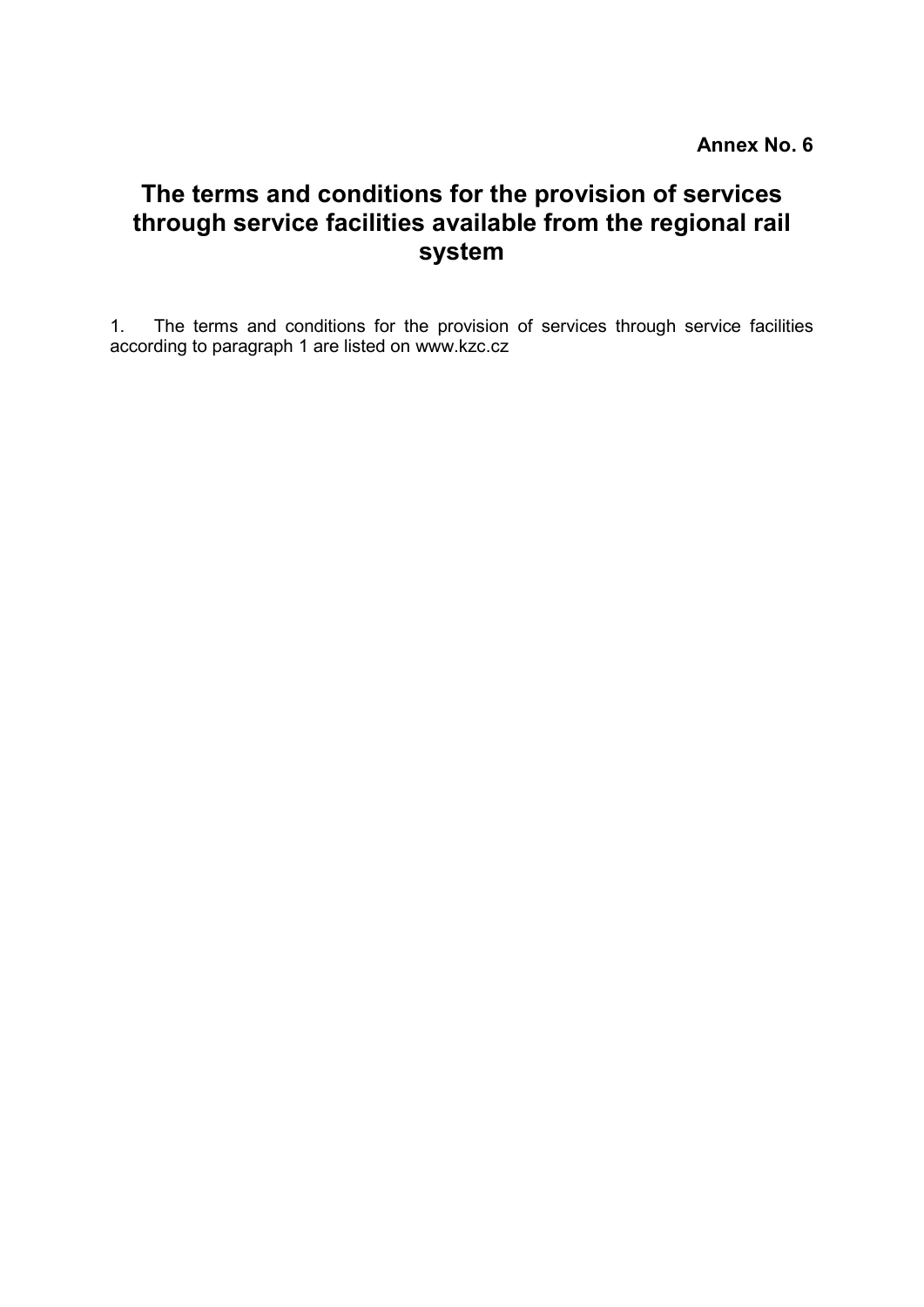**Annex No. 6**

# The terms and conditions for the provision of services through service facilities available from the regional rail system

1. The terms and conditions for the provision of services through service facilities according to paragraph 1 are listed on www.kzc.cz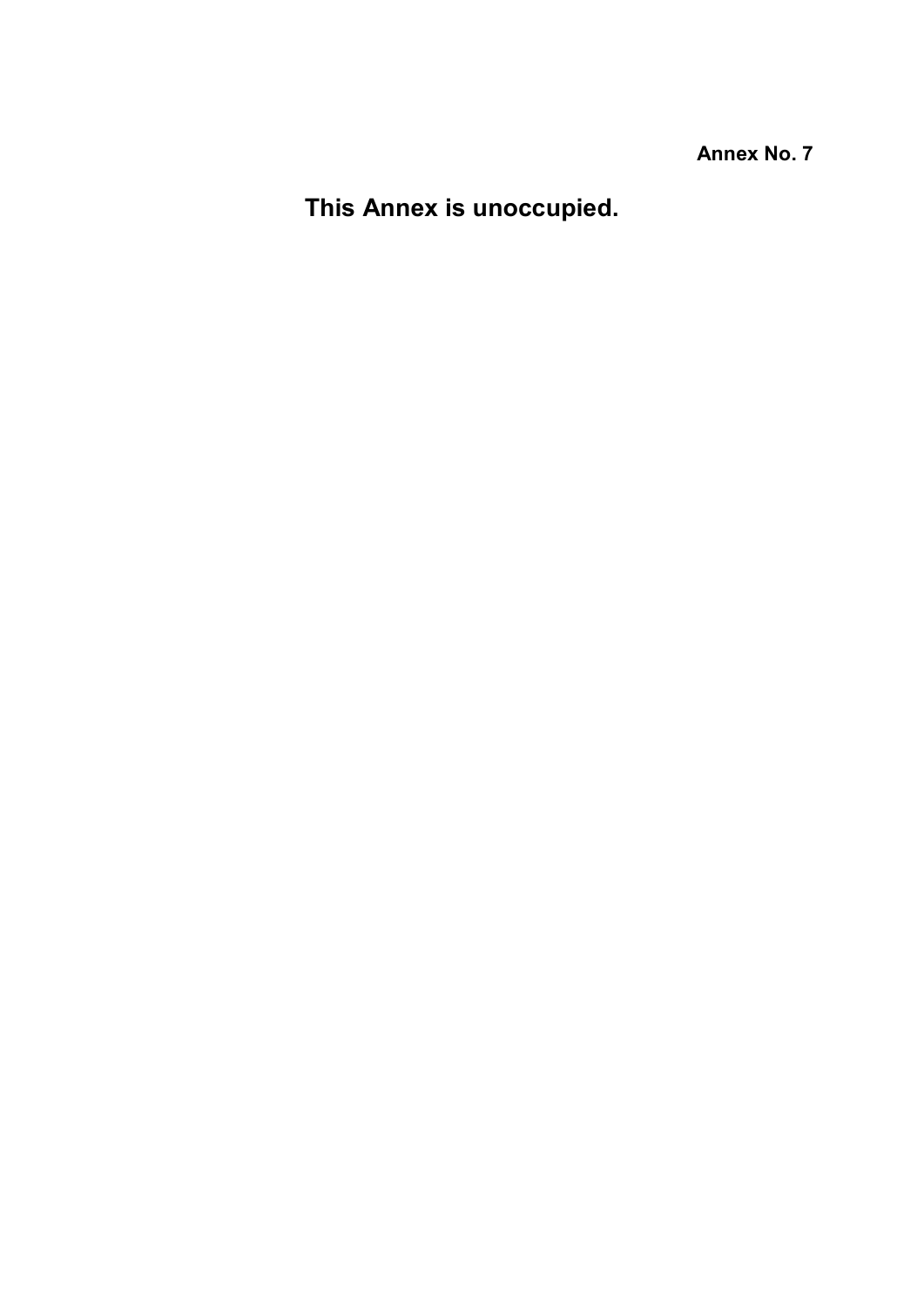**Annex No. 7**

# This Annex is unoccupied.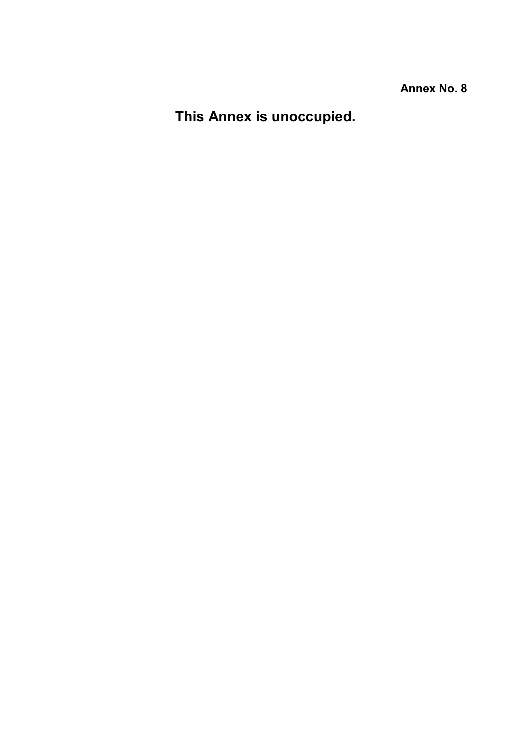**Annex No. 8**

# This Annex is unoccupied.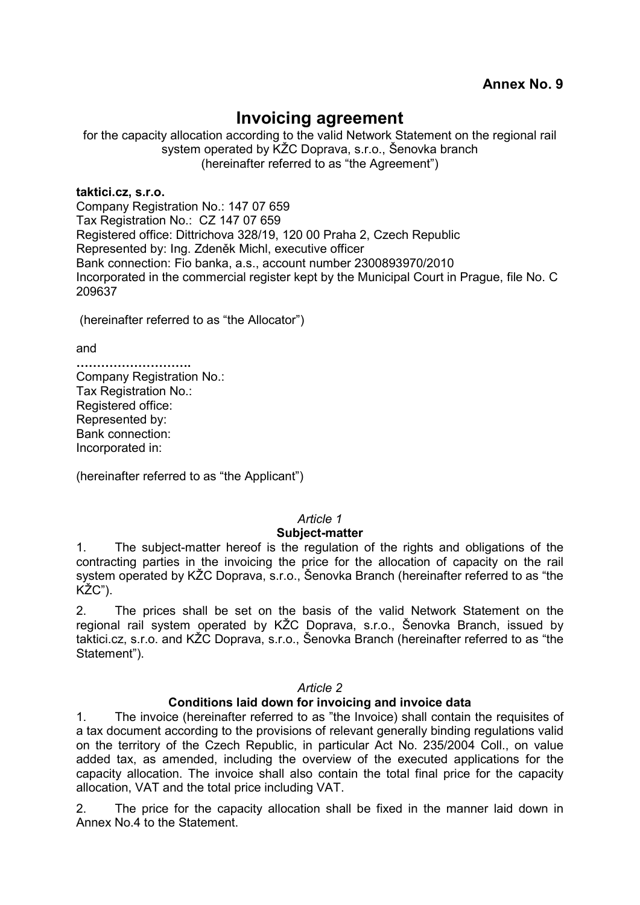**Annex No. 9**

# Invoicing agreement

for the capacity allocation according to the valid Network Statement on the regional rail system operated by KŽC Doprava, s.r.o., Šenovka branch
(hereinafter referred to as "the Agreement")

**taktici.cz, s.r.o.**
Company Registration No.: 147 07 659
Tax Registration No.: CZ 147 07 659
Registered office: Dittrichova 328/19, 120 00 Praha 2, Czech Republic
Represented by: Ing. Zdeněk Michl, executive officer
Bank connection: Fio banka, a.s., account number 2300893970/2010
Incorporated in the commercial register kept by the Municipal Court in Prague, file No. C 209637

(hereinafter referred to as "the Allocator")

and

**……………………….**
Company Registration No.:
Tax Registration No.:
Registered office:
Represented by:
Bank connection:
Incorporated in:

(hereinafter referred to as "the Applicant")

*Article 1*

**Subject-matter**

1. The subject-matter hereof is the regulation of the rights and obligations of the contracting parties in the invoicing the price for the allocation of capacity on the rail system operated by KŽC Doprava, s.r.o., Šenovka Branch (hereinafter referred to as "the KŽC").

2. The prices shall be set on the basis of the valid Network Statement on the regional rail system operated by KŽC Doprava, s.r.o., Šenovka Branch, issued by taktici.cz, s.r.o. and KŽC Doprava, s.r.o., Šenovka Branch (hereinafter referred to as "the Statement").

*Article 2*

**Conditions laid down for invoicing and invoice data**

1. The invoice (hereinafter referred to as "the Invoice) shall contain the requisites of a tax document according to the provisions of relevant generally binding regulations valid on the territory of the Czech Republic, in particular Act No. 235/2004 Coll., on value added tax, as amended, including the overview of the executed applications for the capacity allocation. The invoice shall also contain the total final price for the capacity allocation, VAT and the total price including VAT.

2. The price for the capacity allocation shall be fixed in the manner laid down in Annex No.4 to the Statement.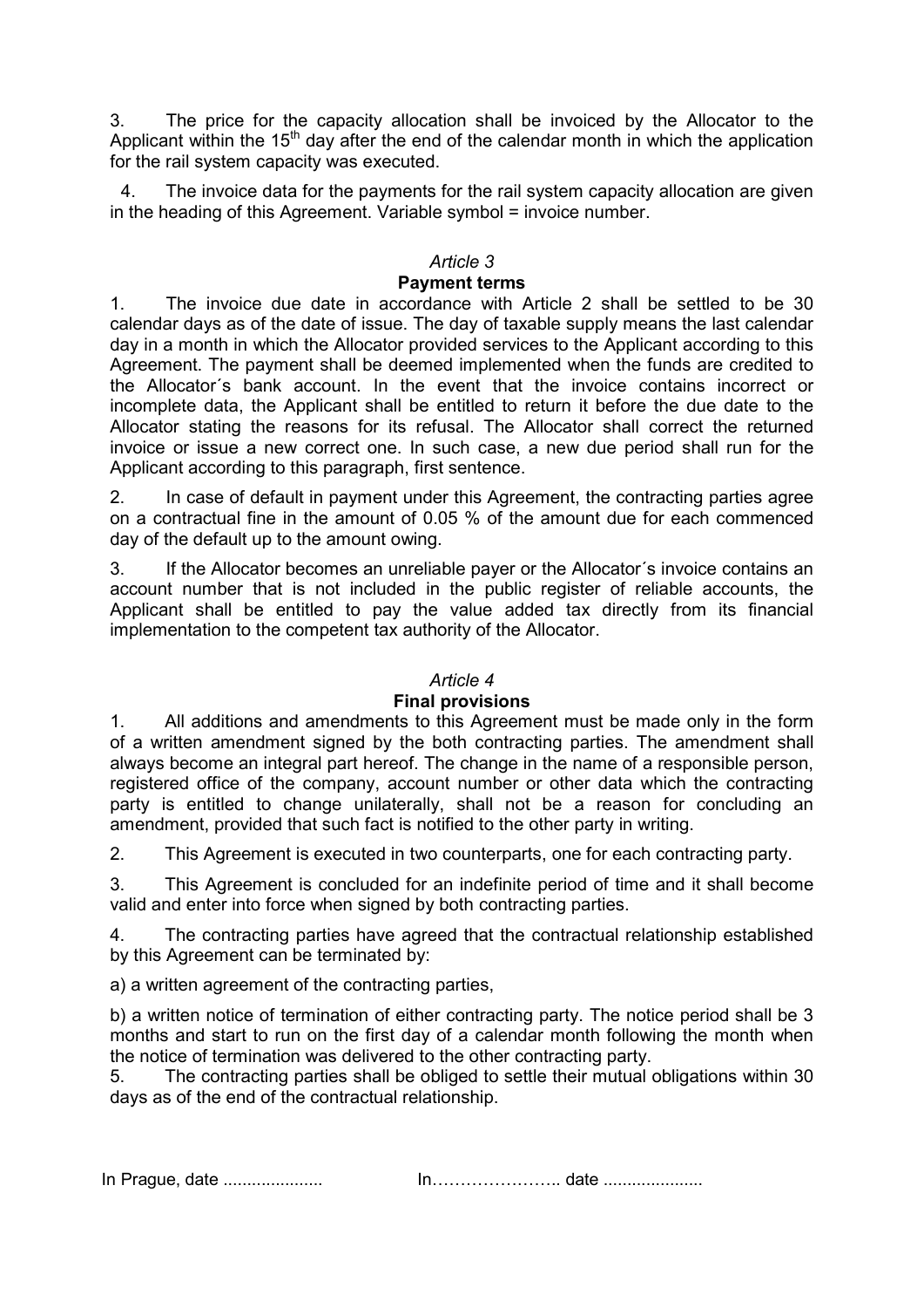3. The price for the capacity allocation shall be invoiced by the Allocator to the Applicant within the 15th day after the end of the calendar month in which the application for the rail system capacity was executed.

4. The invoice data for the payments for the rail system capacity allocation are given in the heading of this Agreement. Variable symbol = invoice number.

*Article 3*

**Payment terms**

1. The invoice due date in accordance with Article 2 shall be settled to be 30 calendar days as of the date of issue. The day of taxable supply means the last calendar day in a month in which the Allocator provided services to the Applicant according to this Agreement. The payment shall be deemed implemented when the funds are credited to the Allocator´s bank account. In the event that the invoice contains incorrect or incomplete data, the Applicant shall be entitled to return it before the due date to the Allocator stating the reasons for its refusal. The Allocator shall correct the returned invoice or issue a new correct one. In such case, a new due period shall run for the Applicant according to this paragraph, first sentence.

2. In case of default in payment under this Agreement, the contracting parties agree on a contractual fine in the amount of 0.05 % of the amount due for each commenced day of the default up to the amount owing.

3. If the Allocator becomes an unreliable payer or the Allocator´s invoice contains an account number that is not included in the public register of reliable accounts, the Applicant shall be entitled to pay the value added tax directly from its financial implementation to the competent tax authority of the Allocator.

*Article 4*

**Final provisions**

1. All additions and amendments to this Agreement must be made only in the form of a written amendment signed by the both contracting parties. The amendment shall always become an integral part hereof. The change in the name of a responsible person, registered office of the company, account number or other data which the contracting party is entitled to change unilaterally, shall not be a reason for concluding an amendment, provided that such fact is notified to the other party in writing.

2. This Agreement is executed in two counterparts, one for each contracting party.

3. This Agreement is concluded for an indefinite period of time and it shall become valid and enter into force when signed by both contracting parties.

4. The contracting parties have agreed that the contractual relationship established by this Agreement can be terminated by:

a) a written agreement of the contracting parties,

b) a written notice of termination of either contracting party. The notice period shall be 3 months and start to run on the first day of a calendar month following the month when the notice of termination was delivered to the other contracting party.

5. The contracting parties shall be obliged to settle their mutual obligations within 30 days as of the end of the contractual relationship.

In Prague, date .................... In………………….. date ....................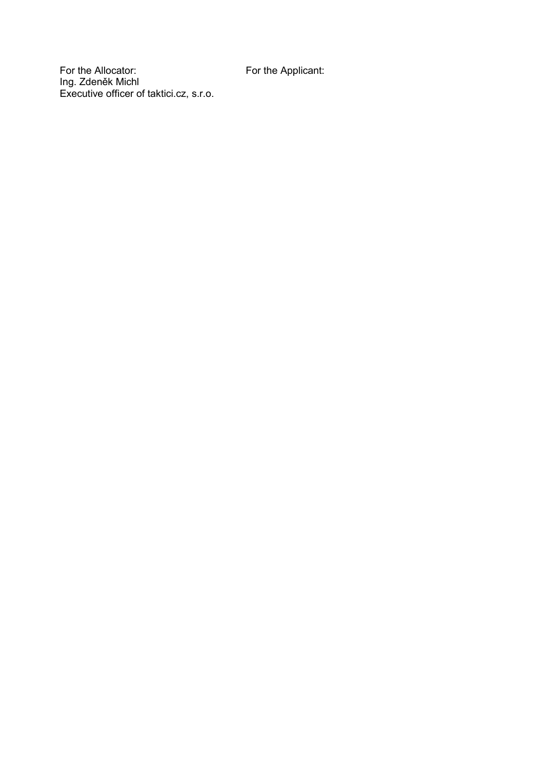For the Allocator:
Ing. Zdeněk Michl
Executive officer of taktici.cz, s.r.o.

For the Applicant: